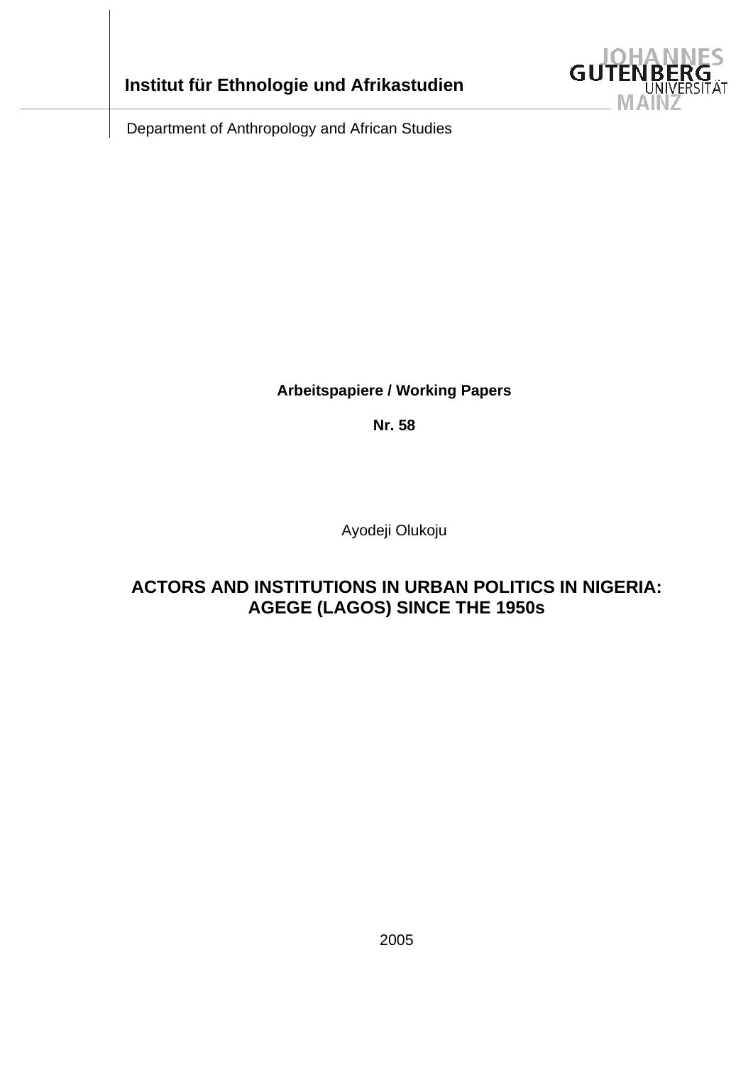**Institut für Ethnologie und Afrikastudien**

JOHANNES GUTENBERG UNIVERSITÄT MAINZ

Department of Anthropology and African Studies

**Arbeitspapiere / Working Papers**

**Nr. 58**

Ayodeji Olukoju

# ACTORS AND INSTITUTIONS IN URBAN POLITICS IN NIGERIA: AGEGE (LAGOS) SINCE THE 1950s

2005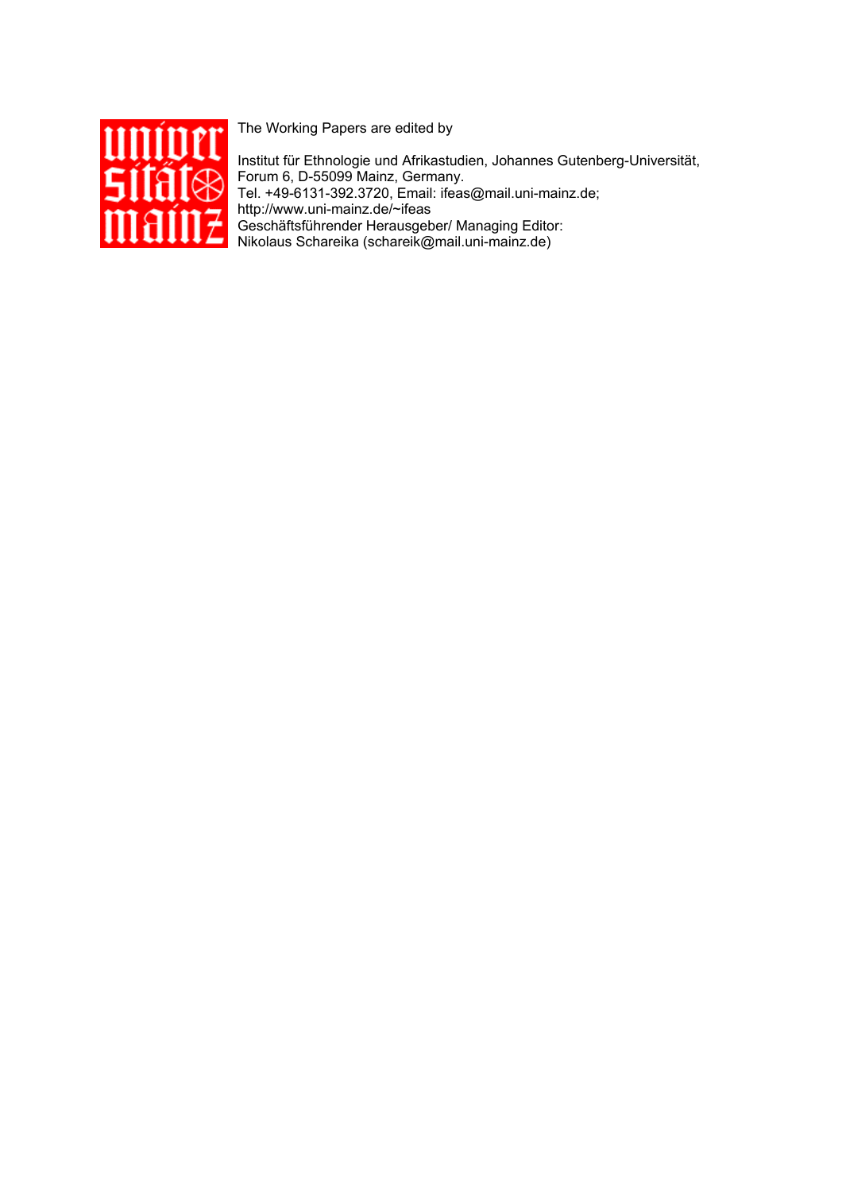The Working Papers are edited by

Institut für Ethnologie und Afrikastudien, Johannes Gutenberg-Universität, Forum 6, D-55099 Mainz, Germany.
Tel. +49-6131-392.3720, Email: ifeas@mail.uni-mainz.de;
http://www.uni-mainz.de/~ifeas
Geschäftsführender Herausgeber/ Managing Editor:
Nikolaus Schareika (schareik@mail.uni-mainz.de)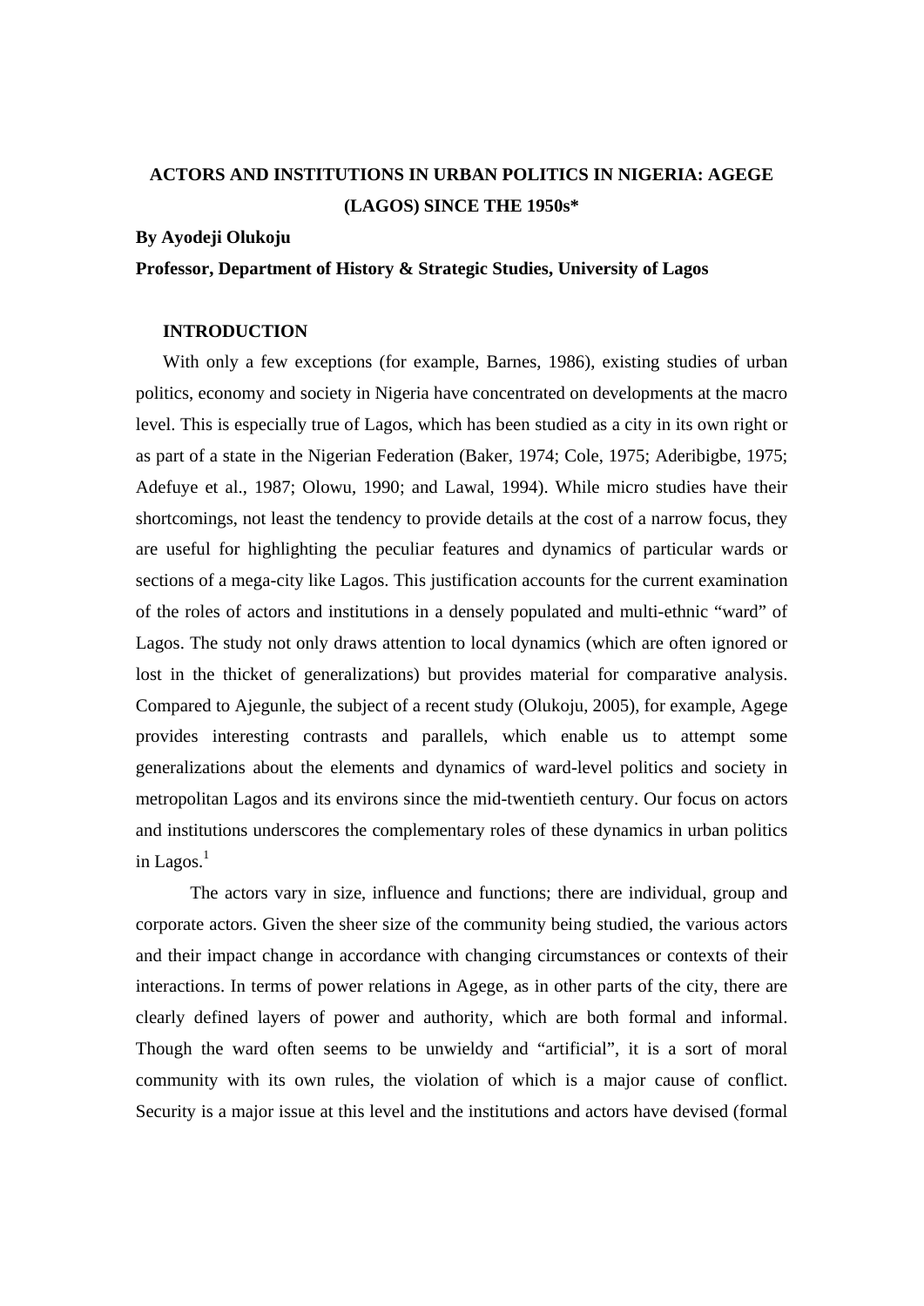# ACTORS AND INSTITUTIONS IN URBAN POLITICS IN NIGERIA: AGEGE (LAGOS) SINCE THE 1950s*

**By Ayodeji Olukoju**

**Professor, Department of History & Strategic Studies, University of Lagos**

## INTRODUCTION

With only a few exceptions (for example, Barnes, 1986), existing studies of urban politics, economy and society in Nigeria have concentrated on developments at the macro level. This is especially true of Lagos, which has been studied as a city in its own right or as part of a state in the Nigerian Federation (Baker, 1974; Cole, 1975; Aderibigbe, 1975; Adefuye et al., 1987; Olowu, 1990; and Lawal, 1994). While micro studies have their shortcomings, not least the tendency to provide details at the cost of a narrow focus, they are useful for highlighting the peculiar features and dynamics of particular wards or sections of a mega-city like Lagos. This justification accounts for the current examination of the roles of actors and institutions in a densely populated and multi-ethnic "ward" of Lagos. The study not only draws attention to local dynamics (which are often ignored or lost in the thicket of generalizations) but provides material for comparative analysis. Compared to Ajegunle, the subject of a recent study (Olukoju, 2005), for example, Agege provides interesting contrasts and parallels, which enable us to attempt some generalizations about the elements and dynamics of ward-level politics and society in metropolitan Lagos and its environs since the mid-twentieth century. Our focus on actors and institutions underscores the complementary roles of these dynamics in urban politics in Lagos.[1]

The actors vary in size, influence and functions; there are individual, group and corporate actors. Given the sheer size of the community being studied, the various actors and their impact change in accordance with changing circumstances or contexts of their interactions. In terms of power relations in Agege, as in other parts of the city, there are clearly defined layers of power and authority, which are both formal and informal. Though the ward often seems to be unwieldy and "artificial", it is a sort of moral community with its own rules, the violation of which is a major cause of conflict. Security is a major issue at this level and the institutions and actors have devised (formal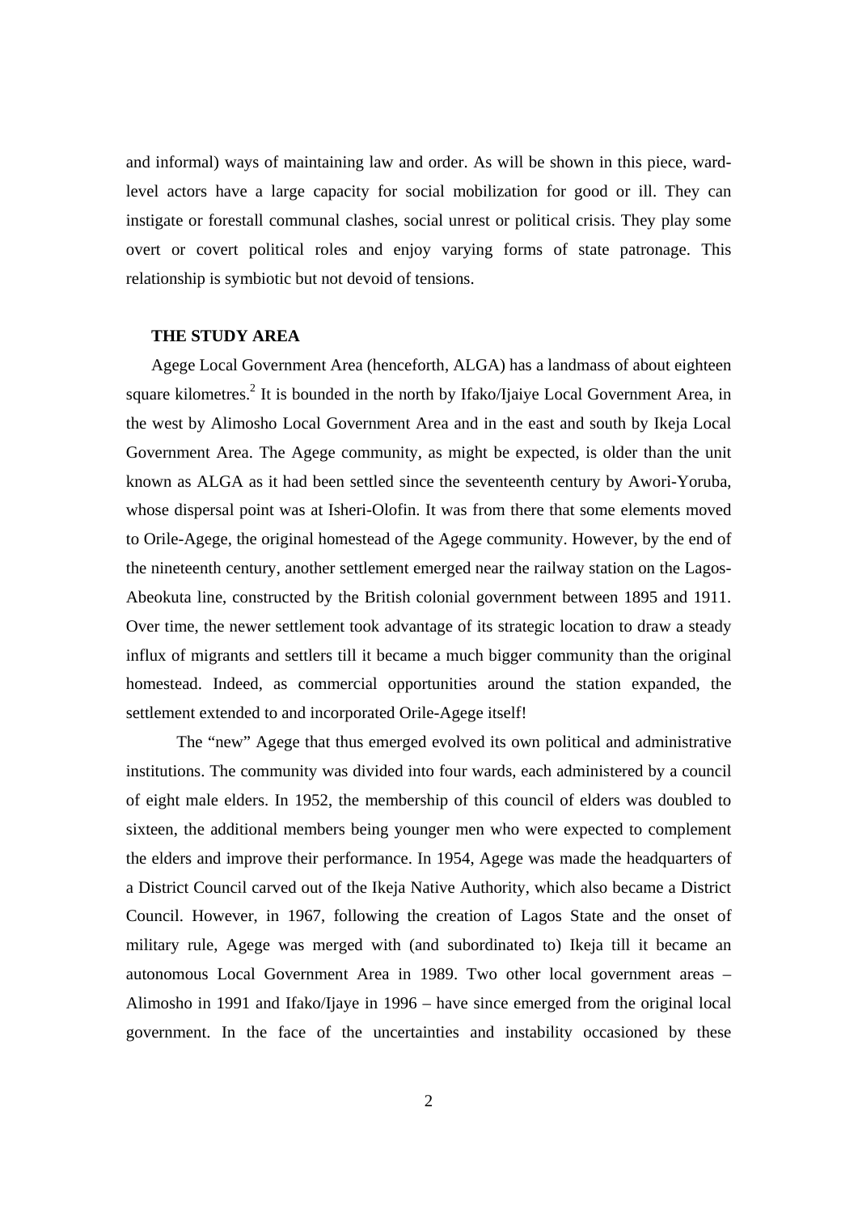and informal) ways of maintaining law and order. As will be shown in this piece, ward-level actors have a large capacity for social mobilization for good or ill. They can instigate or forestall communal clashes, social unrest or political crisis. They play some overt or covert political roles and enjoy varying forms of state patronage. This relationship is symbiotic but not devoid of tensions.

## THE STUDY AREA

Agege Local Government Area (henceforth, ALGA) has a landmass of about eighteen square kilometres.[2] It is bounded in the north by Ifako/Ijaiye Local Government Area, in the west by Alimosho Local Government Area and in the east and south by Ikeja Local Government Area. The Agege community, as might be expected, is older than the unit known as ALGA as it had been settled since the seventeenth century by Awori-Yoruba, whose dispersal point was at Isheri-Olofin. It was from there that some elements moved to Orile-Agege, the original homestead of the Agege community. However, by the end of the nineteenth century, another settlement emerged near the railway station on the Lagos-Abeokuta line, constructed by the British colonial government between 1895 and 1911. Over time, the newer settlement took advantage of its strategic location to draw a steady influx of migrants and settlers till it became a much bigger community than the original homestead. Indeed, as commercial opportunities around the station expanded, the settlement extended to and incorporated Orile-Agege itself!

The "new" Agege that thus emerged evolved its own political and administrative institutions. The community was divided into four wards, each administered by a council of eight male elders. In 1952, the membership of this council of elders was doubled to sixteen, the additional members being younger men who were expected to complement the elders and improve their performance. In 1954, Agege was made the headquarters of a District Council carved out of the Ikeja Native Authority, which also became a District Council. However, in 1967, following the creation of Lagos State and the onset of military rule, Agege was merged with (and subordinated to) Ikeja till it became an autonomous Local Government Area in 1989. Two other local government areas – Alimosho in 1991 and Ifako/Ijaye in 1996 – have since emerged from the original local government. In the face of the uncertainties and instability occasioned by these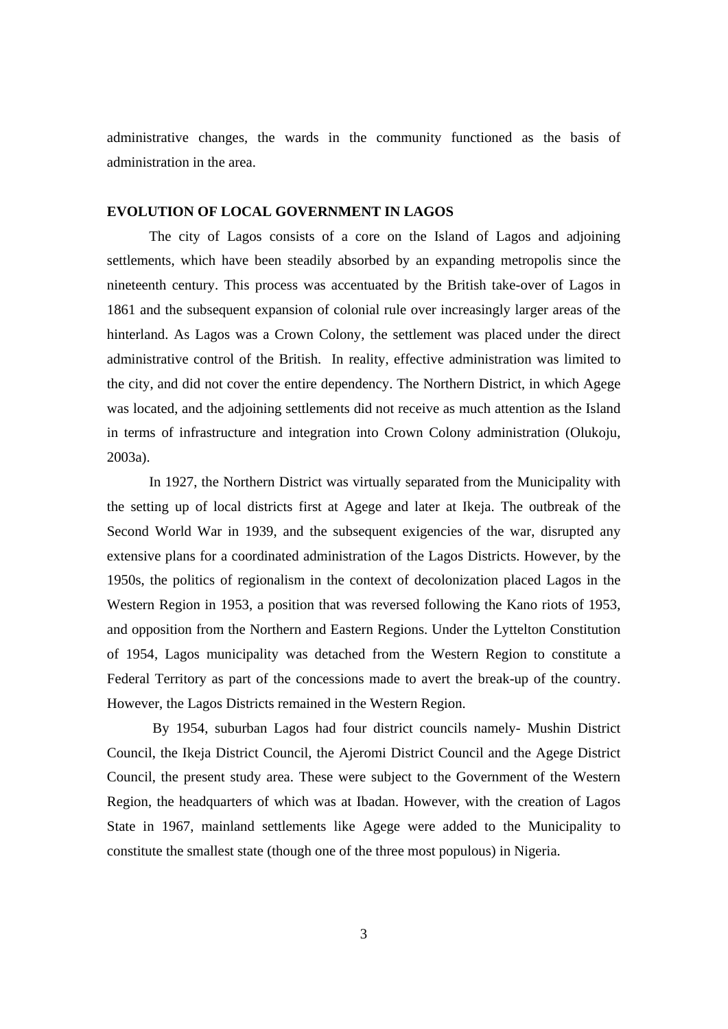administrative changes, the wards in the community functioned as the basis of administration in the area.

## EVOLUTION OF LOCAL GOVERNMENT IN LAGOS

The city of Lagos consists of a core on the Island of Lagos and adjoining settlements, which have been steadily absorbed by an expanding metropolis since the nineteenth century. This process was accentuated by the British take-over of Lagos in 1861 and the subsequent expansion of colonial rule over increasingly larger areas of the hinterland. As Lagos was a Crown Colony, the settlement was placed under the direct administrative control of the British. In reality, effective administration was limited to the city, and did not cover the entire dependency. The Northern District, in which Agege was located, and the adjoining settlements did not receive as much attention as the Island in terms of infrastructure and integration into Crown Colony administration (Olukoju, 2003a).

In 1927, the Northern District was virtually separated from the Municipality with the setting up of local districts first at Agege and later at Ikeja. The outbreak of the Second World War in 1939, and the subsequent exigencies of the war, disrupted any extensive plans for a coordinated administration of the Lagos Districts. However, by the 1950s, the politics of regionalism in the context of decolonization placed Lagos in the Western Region in 1953, a position that was reversed following the Kano riots of 1953, and opposition from the Northern and Eastern Regions. Under the Lyttelton Constitution of 1954, Lagos municipality was detached from the Western Region to constitute a Federal Territory as part of the concessions made to avert the break-up of the country. However, the Lagos Districts remained in the Western Region.

By 1954, suburban Lagos had four district councils namely- Mushin District Council, the Ikeja District Council, the Ajeromi District Council and the Agege District Council, the present study area. These were subject to the Government of the Western Region, the headquarters of which was at Ibadan. However, with the creation of Lagos State in 1967, mainland settlements like Agege were added to the Municipality to constitute the smallest state (though one of the three most populous) in Nigeria.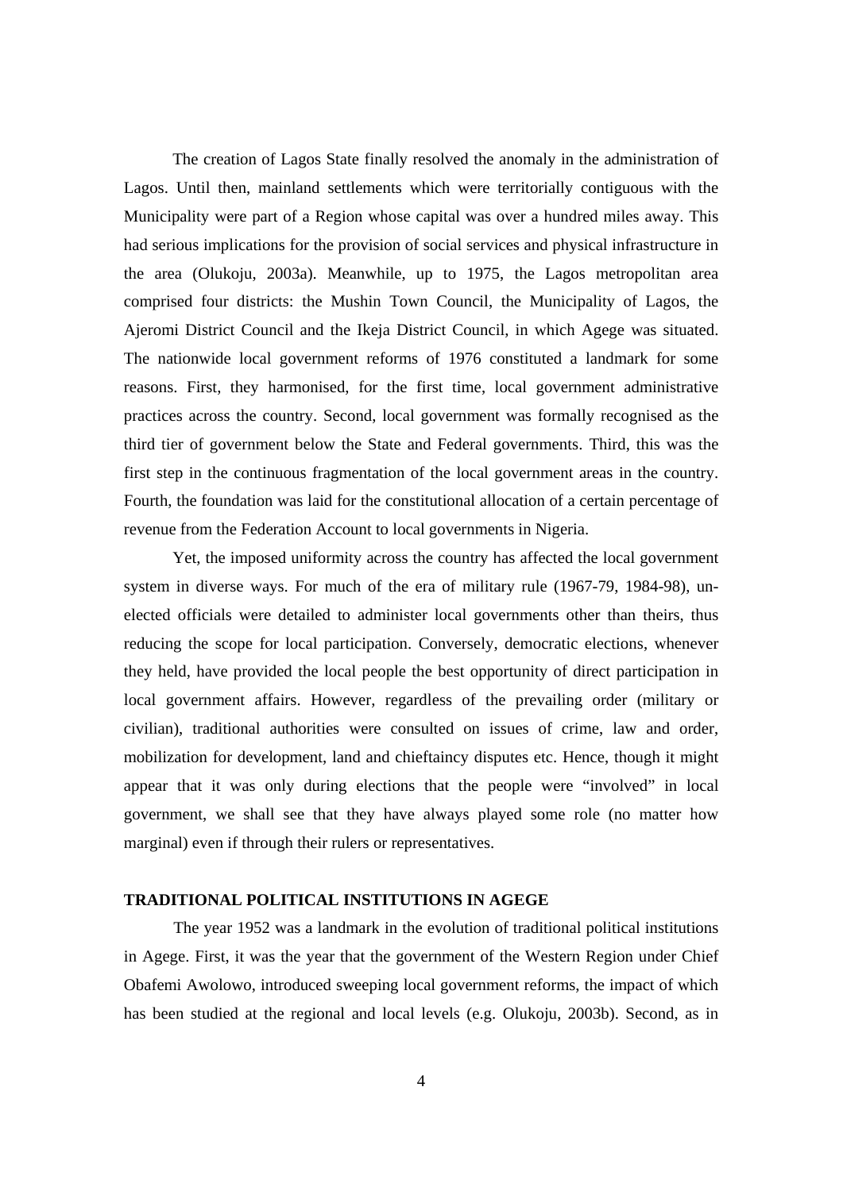The creation of Lagos State finally resolved the anomaly in the administration of Lagos. Until then, mainland settlements which were territorially contiguous with the Municipality were part of a Region whose capital was over a hundred miles away. This had serious implications for the provision of social services and physical infrastructure in the area (Olukoju, 2003a). Meanwhile, up to 1975, the Lagos metropolitan area comprised four districts: the Mushin Town Council, the Municipality of Lagos, the Ajeromi District Council and the Ikeja District Council, in which Agege was situated. The nationwide local government reforms of 1976 constituted a landmark for some reasons. First, they harmonised, for the first time, local government administrative practices across the country. Second, local government was formally recognised as the third tier of government below the State and Federal governments. Third, this was the first step in the continuous fragmentation of the local government areas in the country. Fourth, the foundation was laid for the constitutional allocation of a certain percentage of revenue from the Federation Account to local governments in Nigeria.

Yet, the imposed uniformity across the country has affected the local government system in diverse ways. For much of the era of military rule (1967-79, 1984-98), un-elected officials were detailed to administer local governments other than theirs, thus reducing the scope for local participation. Conversely, democratic elections, whenever they held, have provided the local people the best opportunity of direct participation in local government affairs. However, regardless of the prevailing order (military or civilian), traditional authorities were consulted on issues of crime, law and order, mobilization for development, land and chieftaincy disputes etc. Hence, though it might appear that it was only during elections that the people were "involved" in local government, we shall see that they have always played some role (no matter how marginal) even if through their rulers or representatives.

## TRADITIONAL POLITICAL INSTITUTIONS IN AGEGE

The year 1952 was a landmark in the evolution of traditional political institutions in Agege. First, it was the year that the government of the Western Region under Chief Obafemi Awolowo, introduced sweeping local government reforms, the impact of which has been studied at the regional and local levels (e.g. Olukoju, 2003b). Second, as in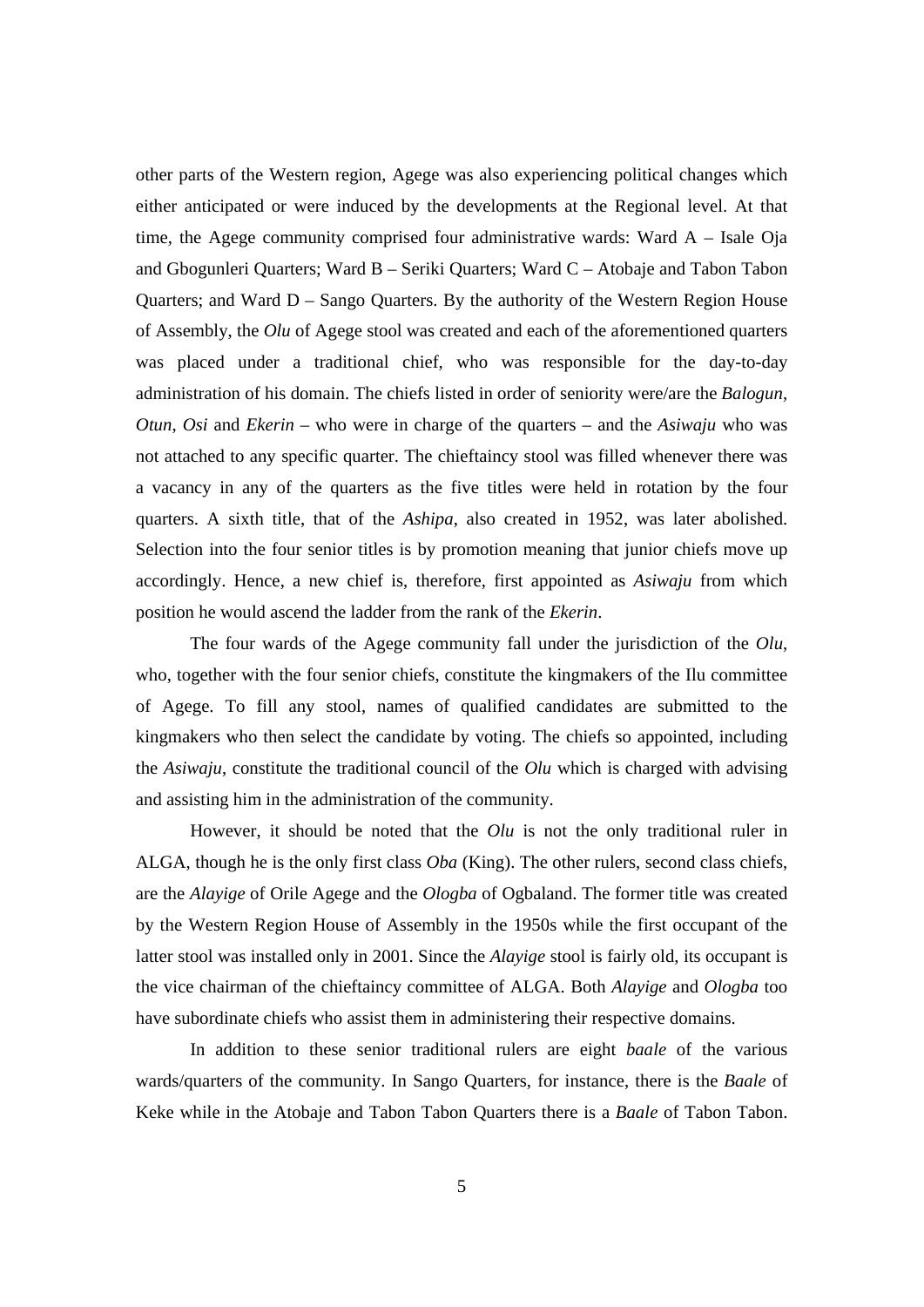other parts of the Western region, Agege was also experiencing political changes which either anticipated or were induced by the developments at the Regional level. At that time, the Agege community comprised four administrative wards: Ward A – Isale Oja and Gbogunleri Quarters; Ward B – Seriki Quarters; Ward C – Atobaje and Tabon Tabon Quarters; and Ward D – Sango Quarters. By the authority of the Western Region House of Assembly, the *Olu* of Agege stool was created and each of the aforementioned quarters was placed under a traditional chief, who was responsible for the day-to-day administration of his domain. The chiefs listed in order of seniority were/are the *Balogun*, *Otun*, *Osi* and *Ekerin* – who were in charge of the quarters – and the *Asiwaju* who was not attached to any specific quarter. The chieftaincy stool was filled whenever there was a vacancy in any of the quarters as the five titles were held in rotation by the four quarters. A sixth title, that of the *Ashipa*, also created in 1952, was later abolished. Selection into the four senior titles is by promotion meaning that junior chiefs move up accordingly. Hence, a new chief is, therefore, first appointed as *Asiwaju* from which position he would ascend the ladder from the rank of the *Ekerin*.

The four wards of the Agege community fall under the jurisdiction of the *Olu*, who, together with the four senior chiefs, constitute the kingmakers of the Ilu committee of Agege. To fill any stool, names of qualified candidates are submitted to the kingmakers who then select the candidate by voting. The chiefs so appointed, including the *Asiwaju*, constitute the traditional council of the *Olu* which is charged with advising and assisting him in the administration of the community.

However, it should be noted that the *Olu* is not the only traditional ruler in ALGA, though he is the only first class *Oba* (King). The other rulers, second class chiefs, are the *Alayige* of Orile Agege and the *Ologba* of Ogbaland. The former title was created by the Western Region House of Assembly in the 1950s while the first occupant of the latter stool was installed only in 2001. Since the *Alayige* stool is fairly old, its occupant is the vice chairman of the chieftaincy committee of ALGA. Both *Alayige* and *Ologba* too have subordinate chiefs who assist them in administering their respective domains.

In addition to these senior traditional rulers are eight *baale* of the various wards/quarters of the community. In Sango Quarters, for instance, there is the *Baale* of Keke while in the Atobaje and Tabon Tabon Quarters there is a *Baale* of Tabon Tabon.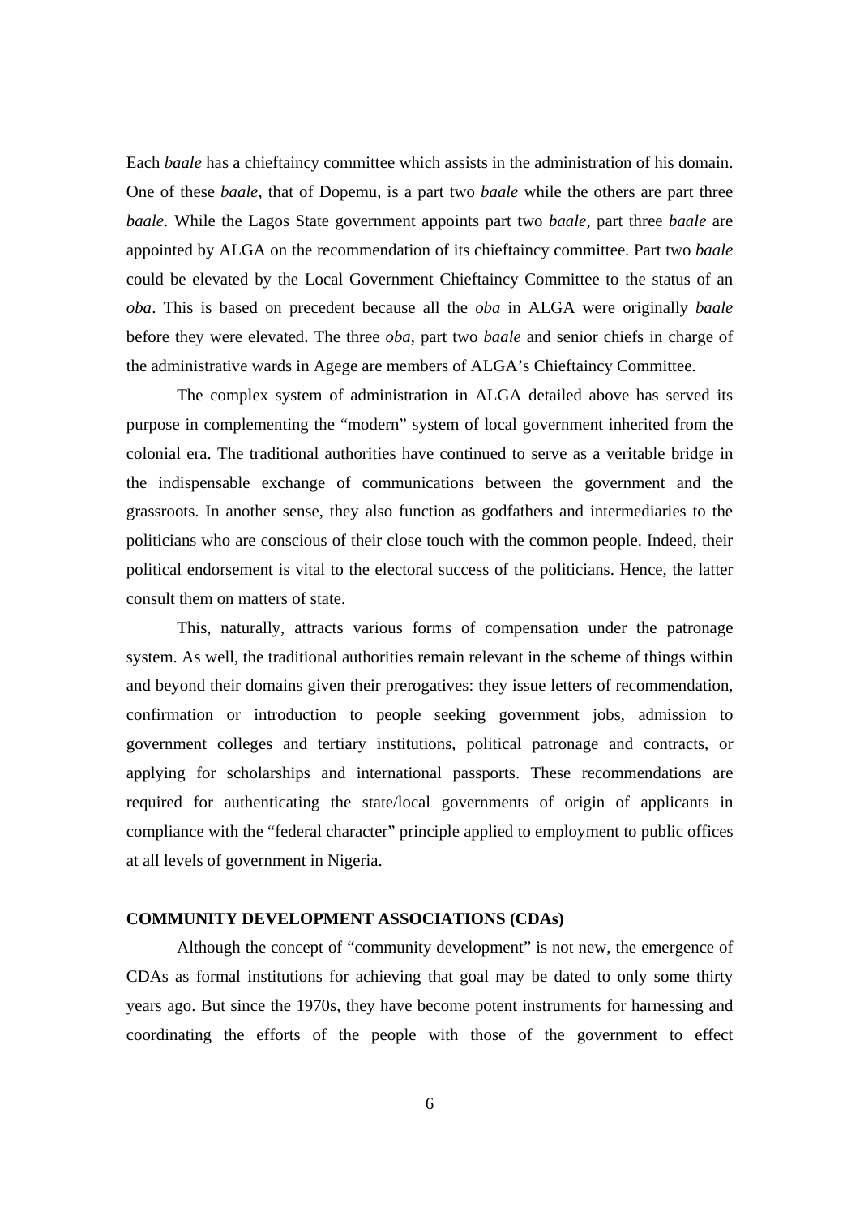Each *baale* has a chieftaincy committee which assists in the administration of his domain. One of these *baale*, that of Dopemu, is a part two *baale* while the others are part three *baale*. While the Lagos State government appoints part two *baale*, part three *baale* are appointed by ALGA on the recommendation of its chieftaincy committee. Part two *baale* could be elevated by the Local Government Chieftaincy Committee to the status of an *oba*. This is based on precedent because all the *oba* in ALGA were originally *baale* before they were elevated. The three *oba*, part two *baale* and senior chiefs in charge of the administrative wards in Agege are members of ALGA's Chieftaincy Committee.

The complex system of administration in ALGA detailed above has served its purpose in complementing the "modern" system of local government inherited from the colonial era. The traditional authorities have continued to serve as a veritable bridge in the indispensable exchange of communications between the government and the grassroots. In another sense, they also function as godfathers and intermediaries to the politicians who are conscious of their close touch with the common people. Indeed, their political endorsement is vital to the electoral success of the politicians. Hence, the latter consult them on matters of state.

This, naturally, attracts various forms of compensation under the patronage system. As well, the traditional authorities remain relevant in the scheme of things within and beyond their domains given their prerogatives: they issue letters of recommendation, confirmation or introduction to people seeking government jobs, admission to government colleges and tertiary institutions, political patronage and contracts, or applying for scholarships and international passports. These recommendations are required for authenticating the state/local governments of origin of applicants in compliance with the "federal character" principle applied to employment to public offices at all levels of government in Nigeria.

## COMMUNITY DEVELOPMENT ASSOCIATIONS (CDAs)

Although the concept of "community development" is not new, the emergence of CDAs as formal institutions for achieving that goal may be dated to only some thirty years ago. But since the 1970s, they have become potent instruments for harnessing and coordinating the efforts of the people with those of the government to effect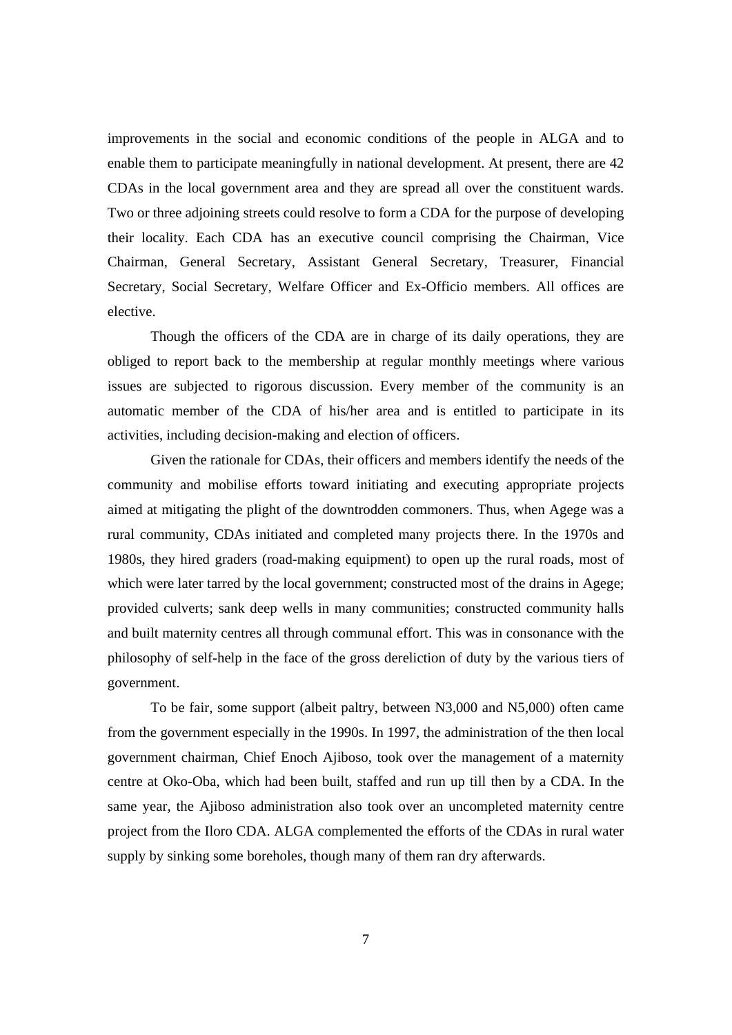improvements in the social and economic conditions of the people in ALGA and to enable them to participate meaningfully in national development. At present, there are 42 CDAs in the local government area and they are spread all over the constituent wards. Two or three adjoining streets could resolve to form a CDA for the purpose of developing their locality. Each CDA has an executive council comprising the Chairman, Vice Chairman, General Secretary, Assistant General Secretary, Treasurer, Financial Secretary, Social Secretary, Welfare Officer and Ex-Officio members. All offices are elective.

Though the officers of the CDA are in charge of its daily operations, they are obliged to report back to the membership at regular monthly meetings where various issues are subjected to rigorous discussion. Every member of the community is an automatic member of the CDA of his/her area and is entitled to participate in its activities, including decision-making and election of officers.

Given the rationale for CDAs, their officers and members identify the needs of the community and mobilise efforts toward initiating and executing appropriate projects aimed at mitigating the plight of the downtrodden commoners. Thus, when Agege was a rural community, CDAs initiated and completed many projects there. In the 1970s and 1980s, they hired graders (road-making equipment) to open up the rural roads, most of which were later tarred by the local government; constructed most of the drains in Agege; provided culverts; sank deep wells in many communities; constructed community halls and built maternity centres all through communal effort. This was in consonance with the philosophy of self-help in the face of the gross dereliction of duty by the various tiers of government.

To be fair, some support (albeit paltry, between N3,000 and N5,000) often came from the government especially in the 1990s. In 1997, the administration of the then local government chairman, Chief Enoch Ajiboso, took over the management of a maternity centre at Oko-Oba, which had been built, staffed and run up till then by a CDA. In the same year, the Ajiboso administration also took over an uncompleted maternity centre project from the Iloro CDA. ALGA complemented the efforts of the CDAs in rural water supply by sinking some boreholes, though many of them ran dry afterwards.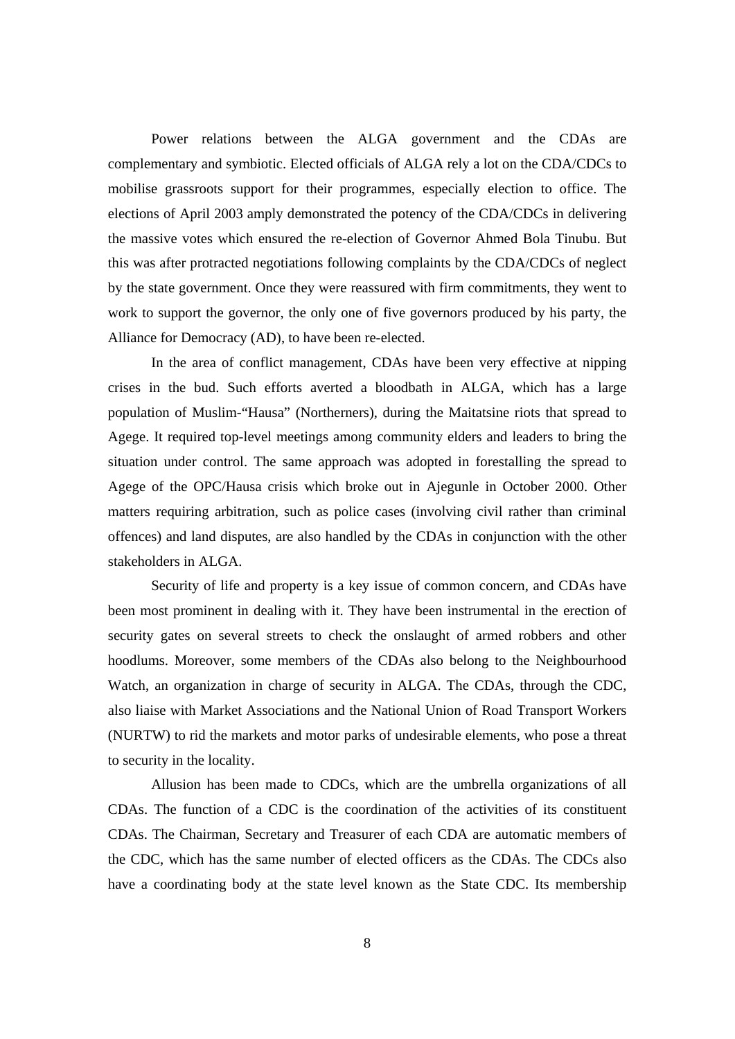Power relations between the ALGA government and the CDAs are complementary and symbiotic. Elected officials of ALGA rely a lot on the CDA/CDCs to mobilise grassroots support for their programmes, especially election to office. The elections of April 2003 amply demonstrated the potency of the CDA/CDCs in delivering the massive votes which ensured the re-election of Governor Ahmed Bola Tinubu. But this was after protracted negotiations following complaints by the CDA/CDCs of neglect by the state government. Once they were reassured with firm commitments, they went to work to support the governor, the only one of five governors produced by his party, the Alliance for Democracy (AD), to have been re-elected.

In the area of conflict management, CDAs have been very effective at nipping crises in the bud. Such efforts averted a bloodbath in ALGA, which has a large population of Muslim-"Hausa" (Northerners), during the Maitatsine riots that spread to Agege. It required top-level meetings among community elders and leaders to bring the situation under control. The same approach was adopted in forestalling the spread to Agege of the OPC/Hausa crisis which broke out in Ajegunle in October 2000. Other matters requiring arbitration, such as police cases (involving civil rather than criminal offences) and land disputes, are also handled by the CDAs in conjunction with the other stakeholders in ALGA.

Security of life and property is a key issue of common concern, and CDAs have been most prominent in dealing with it. They have been instrumental in the erection of security gates on several streets to check the onslaught of armed robbers and other hoodlums. Moreover, some members of the CDAs also belong to the Neighbourhood Watch, an organization in charge of security in ALGA. The CDAs, through the CDC, also liaise with Market Associations and the National Union of Road Transport Workers (NURTW) to rid the markets and motor parks of undesirable elements, who pose a threat to security in the locality.

Allusion has been made to CDCs, which are the umbrella organizations of all CDAs. The function of a CDC is the coordination of the activities of its constituent CDAs. The Chairman, Secretary and Treasurer of each CDA are automatic members of the CDC, which has the same number of elected officers as the CDAs. The CDCs also have a coordinating body at the state level known as the State CDC. Its membership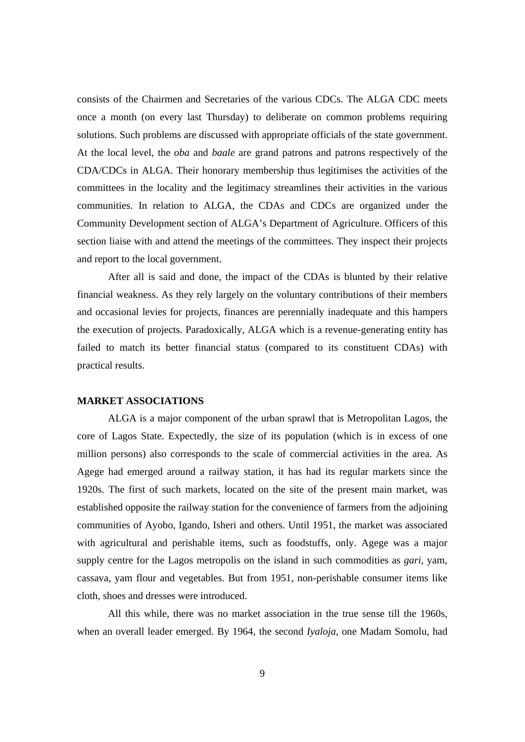consists of the Chairmen and Secretaries of the various CDCs. The ALGA CDC meets once a month (on every last Thursday) to deliberate on common problems requiring solutions. Such problems are discussed with appropriate officials of the state government. At the local level, the *oba* and *baale* are grand patrons and patrons respectively of the CDA/CDCs in ALGA. Their honorary membership thus legitimises the activities of the committees in the locality and the legitimacy streamlines their activities in the various communities. In relation to ALGA, the CDAs and CDCs are organized under the Community Development section of ALGA's Department of Agriculture. Officers of this section liaise with and attend the meetings of the committees. They inspect their projects and report to the local government.

After all is said and done, the impact of the CDAs is blunted by their relative financial weakness. As they rely largely on the voluntary contributions of their members and occasional levies for projects, finances are perennially inadequate and this hampers the execution of projects. Paradoxically, ALGA which is a revenue-generating entity has failed to match its better financial status (compared to its constituent CDAs) with practical results.

**MARKET ASSOCIATIONS**

ALGA is a major component of the urban sprawl that is Metropolitan Lagos, the core of Lagos State. Expectedly, the size of its population (which is in excess of one million persons) also corresponds to the scale of commercial activities in the area. As Agege had emerged around a railway station, it has had its regular markets since the 1920s. The first of such markets, located on the site of the present main market, was established opposite the railway station for the convenience of farmers from the adjoining communities of Ayobo, Igando, Isheri and others. Until 1951, the market was associated with agricultural and perishable items, such as foodstuffs, only. Agege was a major supply centre for the Lagos metropolis on the island in such commodities as *gari*, yam, cassava, yam flour and vegetables. But from 1951, non-perishable consumer items like cloth, shoes and dresses were introduced.

All this while, there was no market association in the true sense till the 1960s, when an overall leader emerged. By 1964, the second *Iyaloja*, one Madam Somolu, had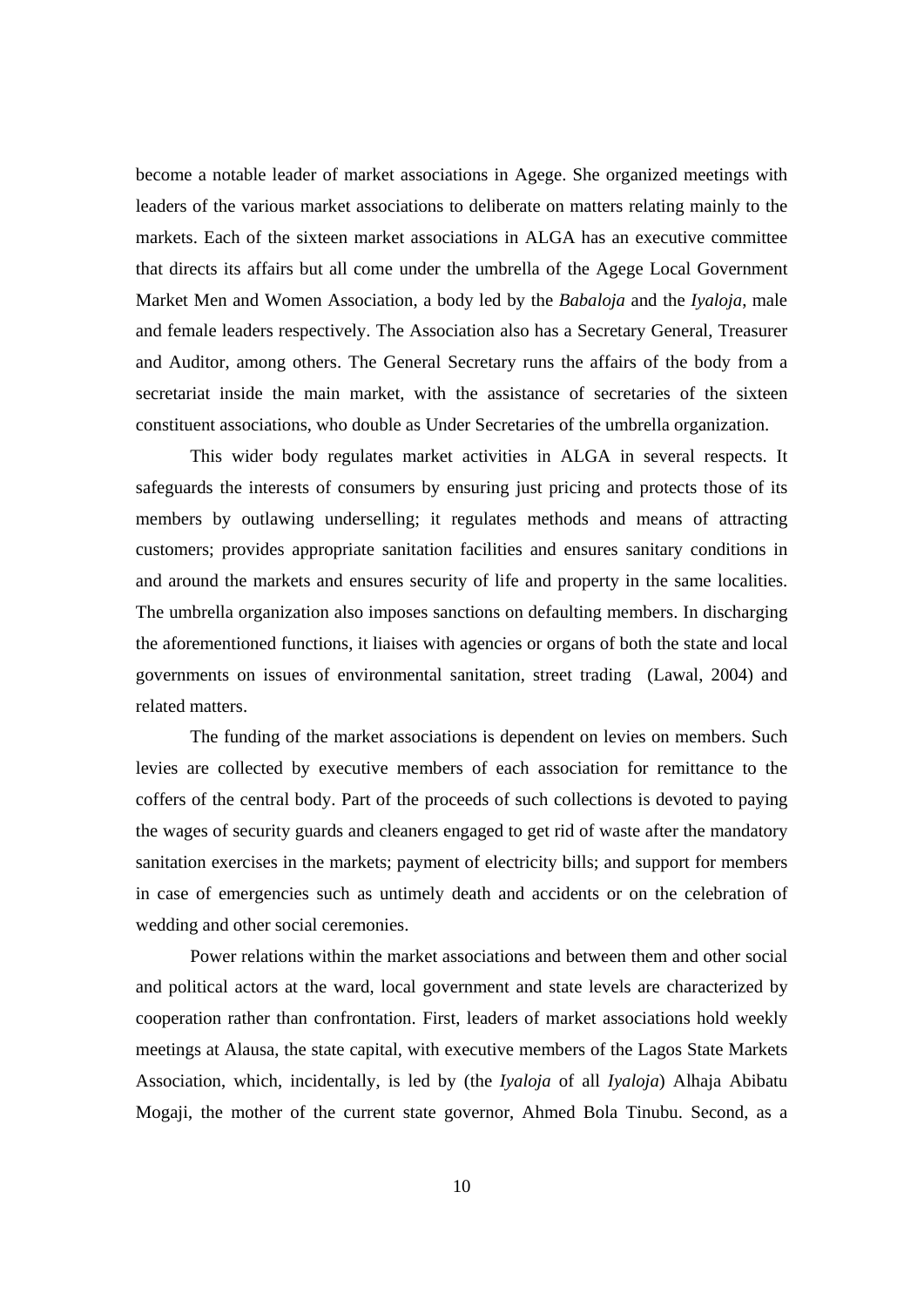become a notable leader of market associations in Agege. She organized meetings with leaders of the various market associations to deliberate on matters relating mainly to the markets. Each of the sixteen market associations in ALGA has an executive committee that directs its affairs but all come under the umbrella of the Agege Local Government Market Men and Women Association, a body led by the *Babaloja* and the *Iyaloja*, male and female leaders respectively. The Association also has a Secretary General, Treasurer and Auditor, among others. The General Secretary runs the affairs of the body from a secretariat inside the main market, with the assistance of secretaries of the sixteen constituent associations, who double as Under Secretaries of the umbrella organization.

This wider body regulates market activities in ALGA in several respects. It safeguards the interests of consumers by ensuring just pricing and protects those of its members by outlawing underselling; it regulates methods and means of attracting customers; provides appropriate sanitation facilities and ensures sanitary conditions in and around the markets and ensures security of life and property in the same localities. The umbrella organization also imposes sanctions on defaulting members. In discharging the aforementioned functions, it liaises with agencies or organs of both the state and local governments on issues of environmental sanitation, street trading (Lawal, 2004) and related matters.

The funding of the market associations is dependent on levies on members. Such levies are collected by executive members of each association for remittance to the coffers of the central body. Part of the proceeds of such collections is devoted to paying the wages of security guards and cleaners engaged to get rid of waste after the mandatory sanitation exercises in the markets; payment of electricity bills; and support for members in case of emergencies such as untimely death and accidents or on the celebration of wedding and other social ceremonies.

Power relations within the market associations and between them and other social and political actors at the ward, local government and state levels are characterized by cooperation rather than confrontation. First, leaders of market associations hold weekly meetings at Alausa, the state capital, with executive members of the Lagos State Markets Association, which, incidentally, is led by (the *Iyaloja* of all *Iyaloja*) Alhaja Abibatu Mogaji, the mother of the current state governor, Ahmed Bola Tinubu. Second, as a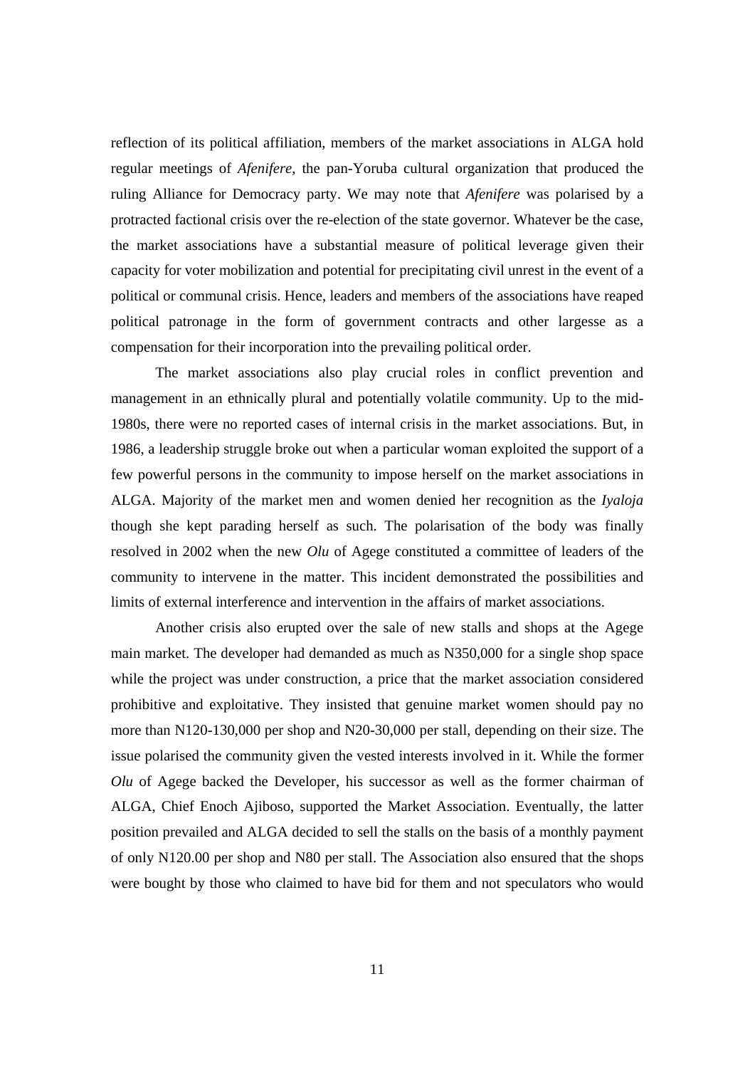reflection of its political affiliation, members of the market associations in ALGA hold regular meetings of *Afenifere*, the pan-Yoruba cultural organization that produced the ruling Alliance for Democracy party. We may note that *Afenifere* was polarised by a protracted factional crisis over the re-election of the state governor. Whatever be the case, the market associations have a substantial measure of political leverage given their capacity for voter mobilization and potential for precipitating civil unrest in the event of a political or communal crisis. Hence, leaders and members of the associations have reaped political patronage in the form of government contracts and other largesse as a compensation for their incorporation into the prevailing political order.

The market associations also play crucial roles in conflict prevention and management in an ethnically plural and potentially volatile community. Up to the mid-1980s, there were no reported cases of internal crisis in the market associations. But, in 1986, a leadership struggle broke out when a particular woman exploited the support of a few powerful persons in the community to impose herself on the market associations in ALGA. Majority of the market men and women denied her recognition as the *Iyaloja* though she kept parading herself as such. The polarisation of the body was finally resolved in 2002 when the new *Olu* of Agege constituted a committee of leaders of the community to intervene in the matter. This incident demonstrated the possibilities and limits of external interference and intervention in the affairs of market associations.

Another crisis also erupted over the sale of new stalls and shops at the Agege main market. The developer had demanded as much as N350,000 for a single shop space while the project was under construction, a price that the market association considered prohibitive and exploitative. They insisted that genuine market women should pay no more than N120-130,000 per shop and N20-30,000 per stall, depending on their size. The issue polarised the community given the vested interests involved in it. While the former *Olu* of Agege backed the Developer, his successor as well as the former chairman of ALGA, Chief Enoch Ajiboso, supported the Market Association. Eventually, the latter position prevailed and ALGA decided to sell the stalls on the basis of a monthly payment of only N120.00 per shop and N80 per stall. The Association also ensured that the shops were bought by those who claimed to have bid for them and not speculators who would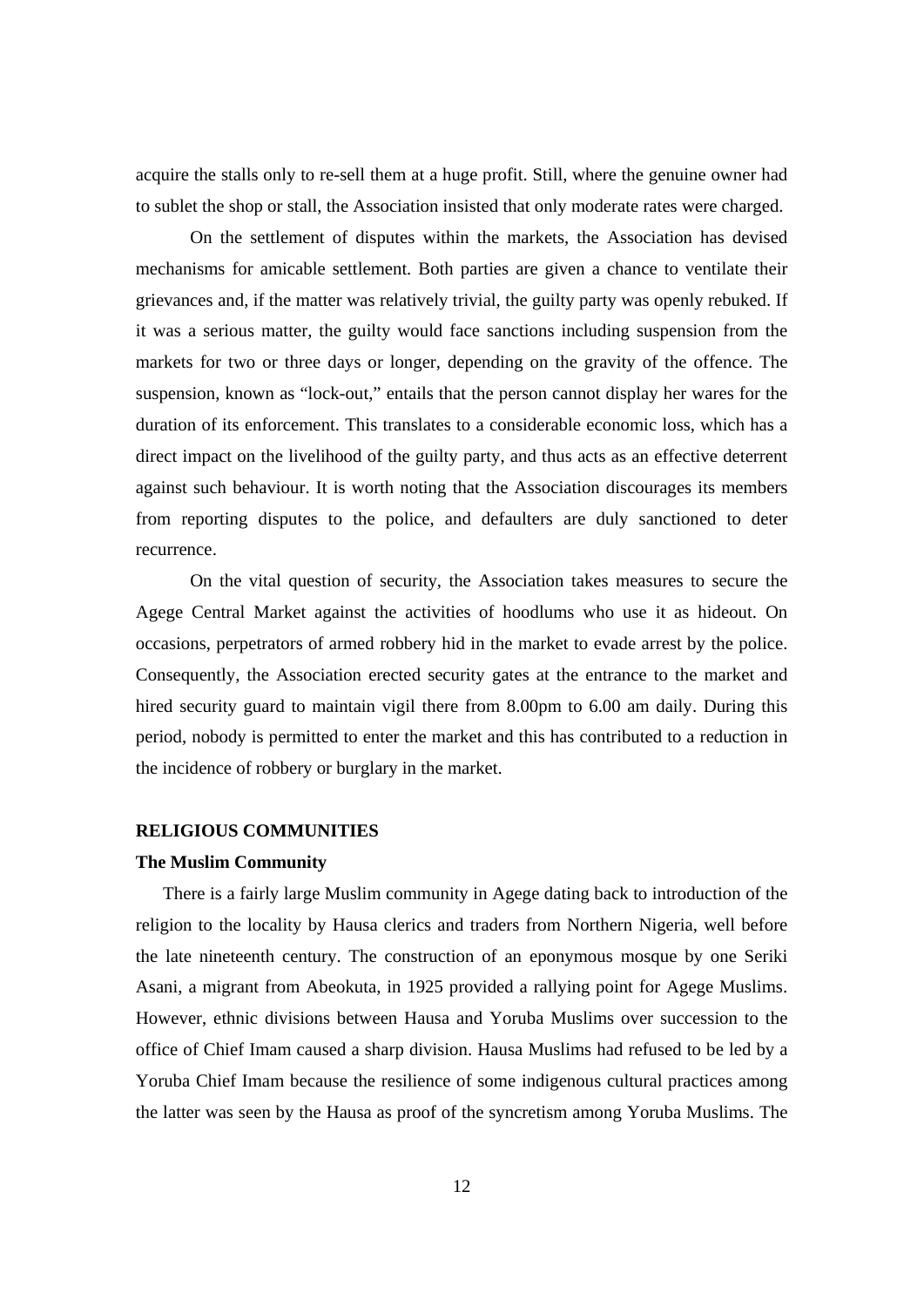acquire the stalls only to re-sell them at a huge profit. Still, where the genuine owner had to sublet the shop or stall, the Association insisted that only moderate rates were charged.

On the settlement of disputes within the markets, the Association has devised mechanisms for amicable settlement. Both parties are given a chance to ventilate their grievances and, if the matter was relatively trivial, the guilty party was openly rebuked. If it was a serious matter, the guilty would face sanctions including suspension from the markets for two or three days or longer, depending on the gravity of the offence. The suspension, known as "lock-out," entails that the person cannot display her wares for the duration of its enforcement. This translates to a considerable economic loss, which has a direct impact on the livelihood of the guilty party, and thus acts as an effective deterrent against such behaviour. It is worth noting that the Association discourages its members from reporting disputes to the police, and defaulters are duly sanctioned to deter recurrence.

On the vital question of security, the Association takes measures to secure the Agege Central Market against the activities of hoodlums who use it as hideout. On occasions, perpetrators of armed robbery hid in the market to evade arrest by the police. Consequently, the Association erected security gates at the entrance to the market and hired security guard to maintain vigil there from 8.00pm to 6.00 am daily. During this period, nobody is permitted to enter the market and this has contributed to a reduction in the incidence of robbery or burglary in the market.

## RELIGIOUS COMMUNITIES

### The Muslim Community

There is a fairly large Muslim community in Agege dating back to introduction of the religion to the locality by Hausa clerics and traders from Northern Nigeria, well before the late nineteenth century. The construction of an eponymous mosque by one Seriki Asani, a migrant from Abeokuta, in 1925 provided a rallying point for Agege Muslims. However, ethnic divisions between Hausa and Yoruba Muslims over succession to the office of Chief Imam caused a sharp division. Hausa Muslims had refused to be led by a Yoruba Chief Imam because the resilience of some indigenous cultural practices among the latter was seen by the Hausa as proof of the syncretism among Yoruba Muslims. The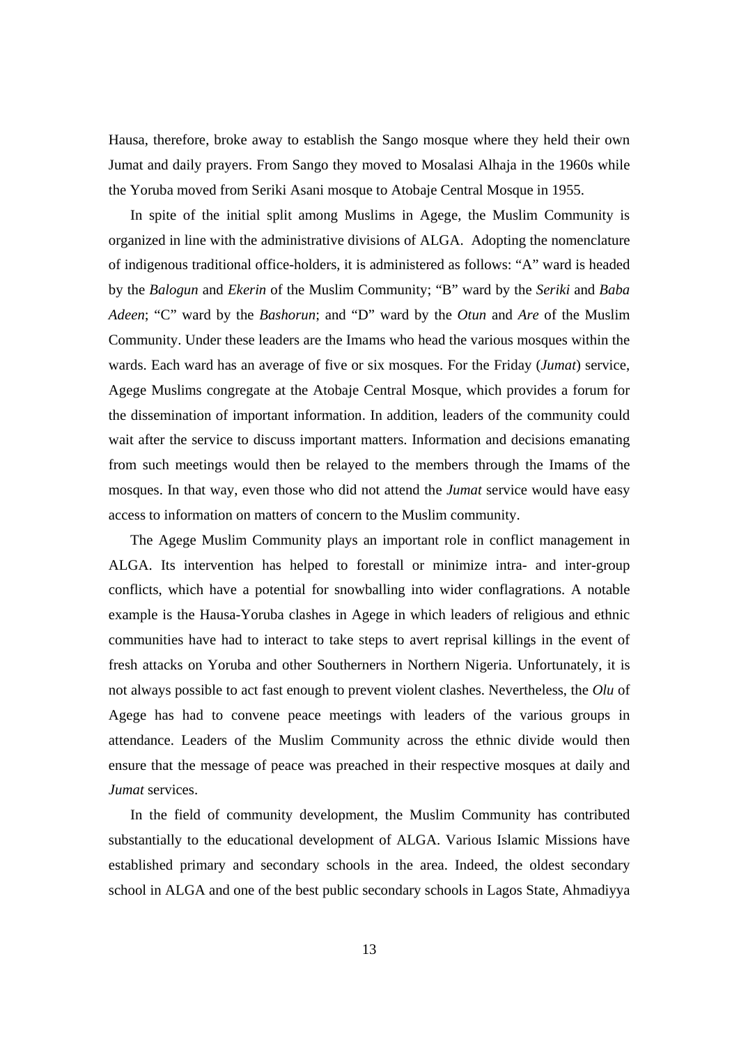Hausa, therefore, broke away to establish the Sango mosque where they held their own Jumat and daily prayers. From Sango they moved to Mosalasi Alhaja in the 1960s while the Yoruba moved from Seriki Asani mosque to Atobaje Central Mosque in 1955.

In spite of the initial split among Muslims in Agege, the Muslim Community is organized in line with the administrative divisions of ALGA. Adopting the nomenclature of indigenous traditional office-holders, it is administered as follows: "A" ward is headed by the *Balogun* and *Ekerin* of the Muslim Community; "B" ward by the *Seriki* and *Baba Adeen*; "C" ward by the *Bashorun*; and "D" ward by the *Otun* and *Are* of the Muslim Community. Under these leaders are the Imams who head the various mosques within the wards. Each ward has an average of five or six mosques. For the Friday (*Jumat*) service, Agege Muslims congregate at the Atobaje Central Mosque, which provides a forum for the dissemination of important information. In addition, leaders of the community could wait after the service to discuss important matters. Information and decisions emanating from such meetings would then be relayed to the members through the Imams of the mosques. In that way, even those who did not attend the *Jumat* service would have easy access to information on matters of concern to the Muslim community.

The Agege Muslim Community plays an important role in conflict management in ALGA. Its intervention has helped to forestall or minimize intra- and inter-group conflicts, which have a potential for snowballing into wider conflagrations. A notable example is the Hausa-Yoruba clashes in Agege in which leaders of religious and ethnic communities have had to interact to take steps to avert reprisal killings in the event of fresh attacks on Yoruba and other Southerners in Northern Nigeria. Unfortunately, it is not always possible to act fast enough to prevent violent clashes. Nevertheless, the *Olu* of Agege has had to convene peace meetings with leaders of the various groups in attendance. Leaders of the Muslim Community across the ethnic divide would then ensure that the message of peace was preached in their respective mosques at daily and *Jumat* services.

In the field of community development, the Muslim Community has contributed substantially to the educational development of ALGA. Various Islamic Missions have established primary and secondary schools in the area. Indeed, the oldest secondary school in ALGA and one of the best public secondary schools in Lagos State, Ahmadiyya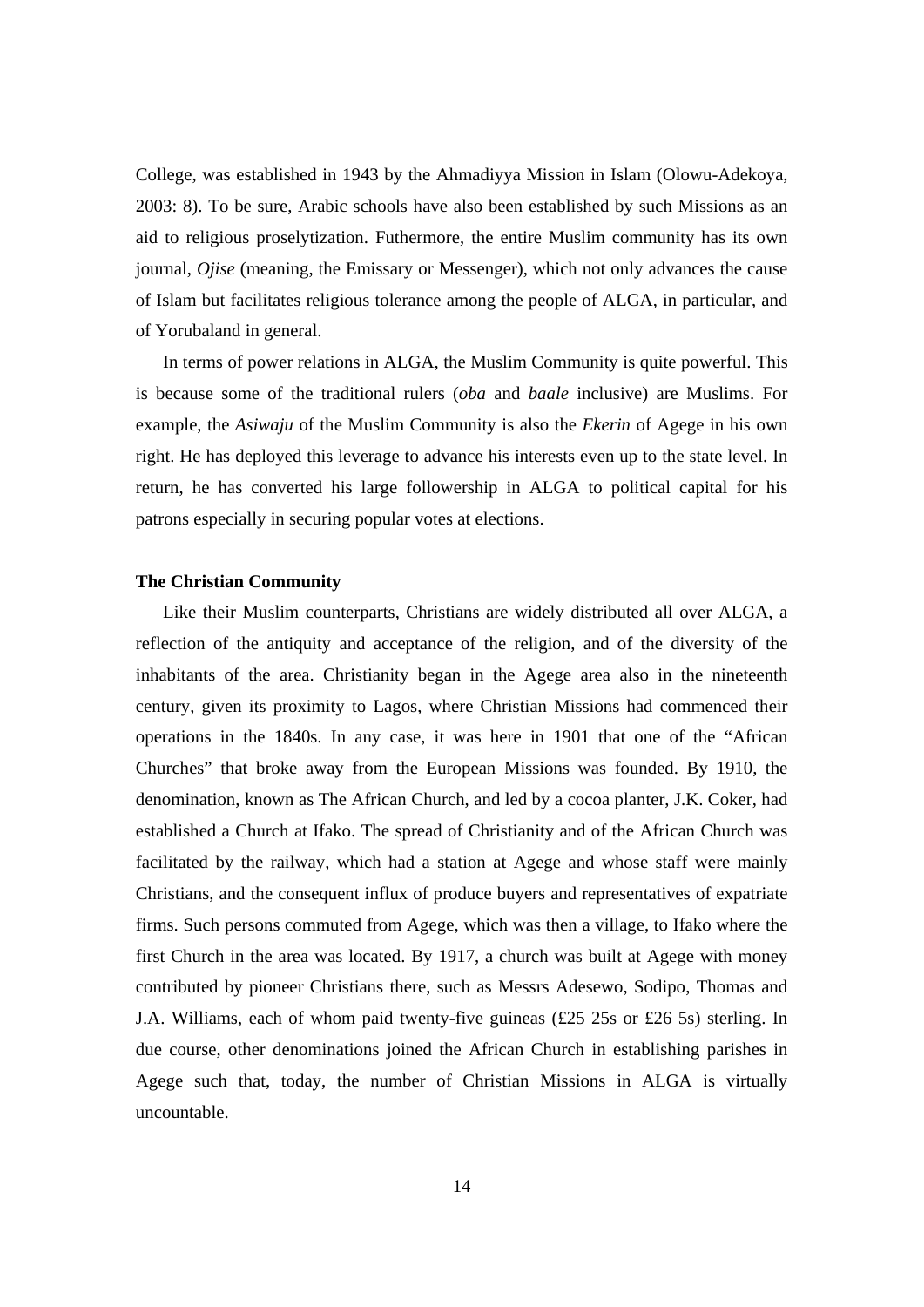College, was established in 1943 by the Ahmadiyya Mission in Islam (Olowu-Adekoya, 2003: 8). To be sure, Arabic schools have also been established by such Missions as an aid to religious proselytization. Futhermore, the entire Muslim community has its own journal, *Ojise* (meaning, the Emissary or Messenger), which not only advances the cause of Islam but facilitates religious tolerance among the people of ALGA, in particular, and of Yorubaland in general.

In terms of power relations in ALGA, the Muslim Community is quite powerful. This is because some of the traditional rulers (*oba* and *baale* inclusive) are Muslims. For example, the *Asiwaju* of the Muslim Community is also the *Ekerin* of Agege in his own right. He has deployed this leverage to advance his interests even up to the state level. In return, he has converted his large followership in ALGA to political capital for his patrons especially in securing popular votes at elections.

**The Christian Community**

Like their Muslim counterparts, Christians are widely distributed all over ALGA, a reflection of the antiquity and acceptance of the religion, and of the diversity of the inhabitants of the area. Christianity began in the Agege area also in the nineteenth century, given its proximity to Lagos, where Christian Missions had commenced their operations in the 1840s. In any case, it was here in 1901 that one of the "African Churches" that broke away from the European Missions was founded. By 1910, the denomination, known as The African Church, and led by a cocoa planter, J.K. Coker, had established a Church at Ifako. The spread of Christianity and of the African Church was facilitated by the railway, which had a station at Agege and whose staff were mainly Christians, and the consequent influx of produce buyers and representatives of expatriate firms. Such persons commuted from Agege, which was then a village, to Ifako where the first Church in the area was located. By 1917, a church was built at Agege with money contributed by pioneer Christians there, such as Messrs Adesewo, Sodipo, Thomas and J.A. Williams, each of whom paid twenty-five guineas (£25 25s or £26 5s) sterling. In due course, other denominations joined the African Church in establishing parishes in Agege such that, today, the number of Christian Missions in ALGA is virtually uncountable.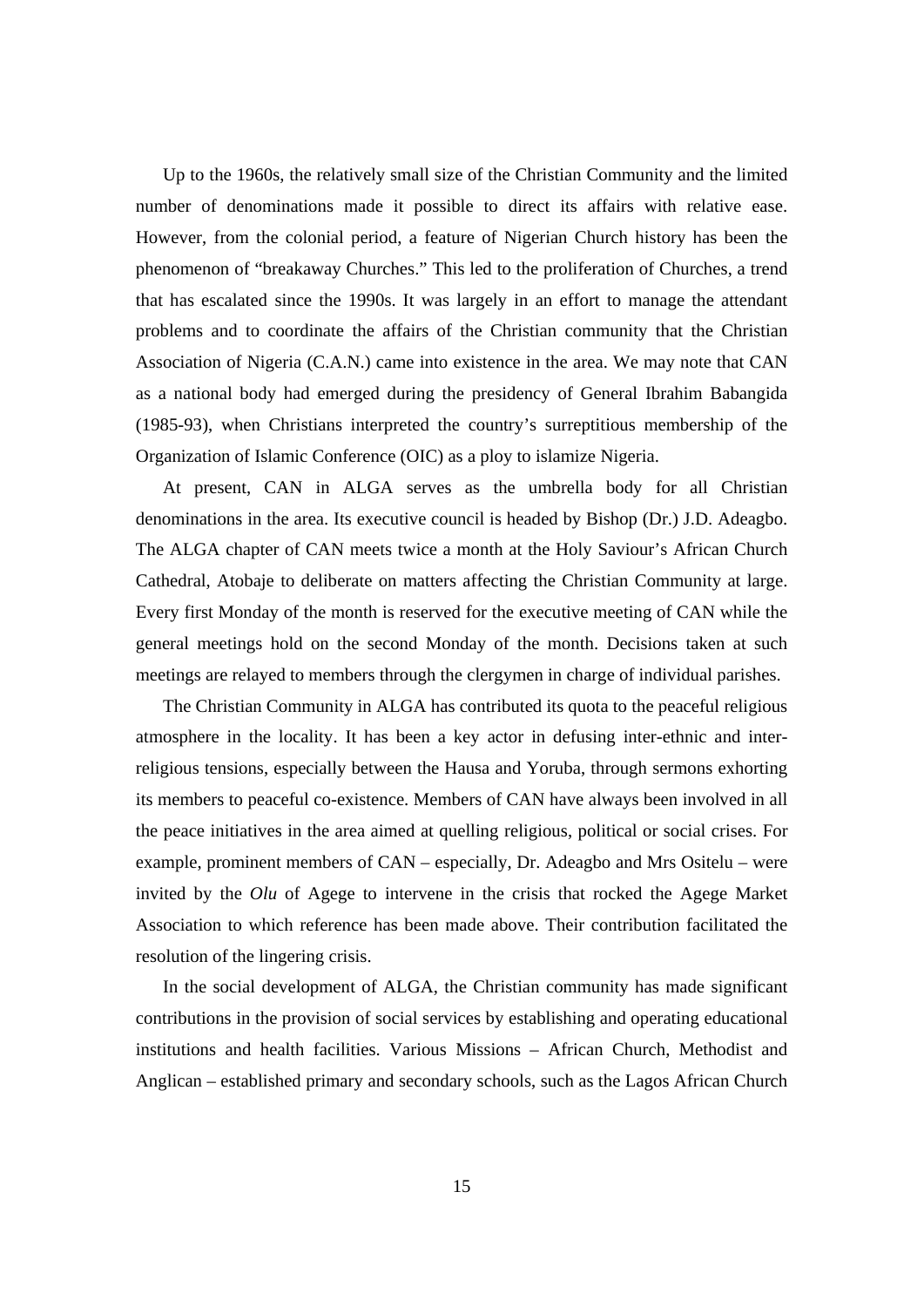Up to the 1960s, the relatively small size of the Christian Community and the limited number of denominations made it possible to direct its affairs with relative ease. However, from the colonial period, a feature of Nigerian Church history has been the phenomenon of "breakaway Churches." This led to the proliferation of Churches, a trend that has escalated since the 1990s. It was largely in an effort to manage the attendant problems and to coordinate the affairs of the Christian community that the Christian Association of Nigeria (C.A.N.) came into existence in the area. We may note that CAN as a national body had emerged during the presidency of General Ibrahim Babangida (1985-93), when Christians interpreted the country's surreptitious membership of the Organization of Islamic Conference (OIC) as a ploy to islamize Nigeria.

At present, CAN in ALGA serves as the umbrella body for all Christian denominations in the area. Its executive council is headed by Bishop (Dr.) J.D. Adeagbo. The ALGA chapter of CAN meets twice a month at the Holy Saviour's African Church Cathedral, Atobaje to deliberate on matters affecting the Christian Community at large. Every first Monday of the month is reserved for the executive meeting of CAN while the general meetings hold on the second Monday of the month. Decisions taken at such meetings are relayed to members through the clergymen in charge of individual parishes.

The Christian Community in ALGA has contributed its quota to the peaceful religious atmosphere in the locality. It has been a key actor in defusing inter-ethnic and inter-religious tensions, especially between the Hausa and Yoruba, through sermons exhorting its members to peaceful co-existence. Members of CAN have always been involved in all the peace initiatives in the area aimed at quelling religious, political or social crises. For example, prominent members of CAN – especially, Dr. Adeagbo and Mrs Ositelu – were invited by the *Olu* of Agege to intervene in the crisis that rocked the Agege Market Association to which reference has been made above. Their contribution facilitated the resolution of the lingering crisis.

In the social development of ALGA, the Christian community has made significant contributions in the provision of social services by establishing and operating educational institutions and health facilities. Various Missions – African Church, Methodist and Anglican – established primary and secondary schools, such as the Lagos African Church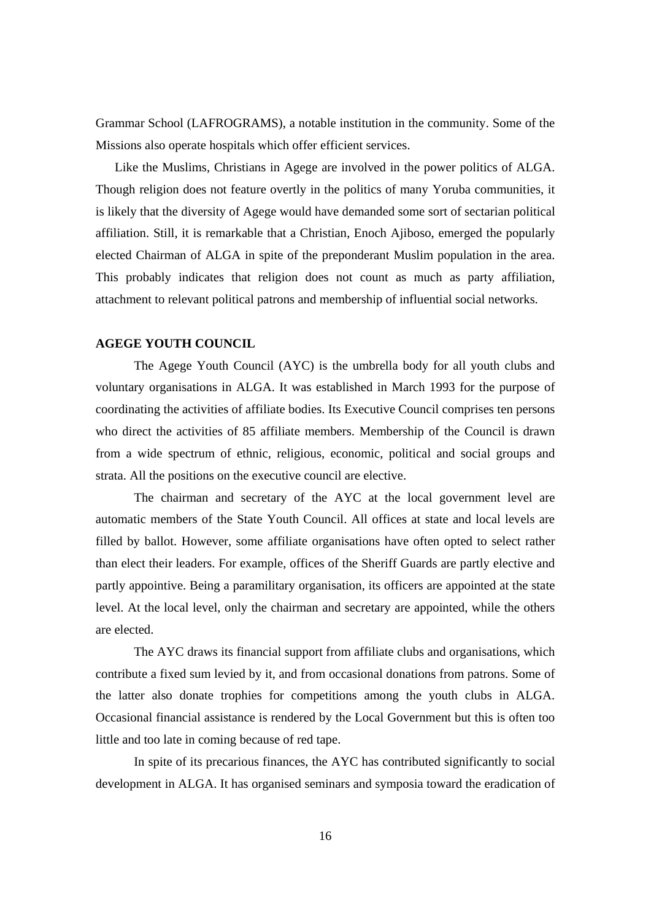Grammar School (LAFROGRAMS), a notable institution in the community. Some of the Missions also operate hospitals which offer efficient services.

Like the Muslims, Christians in Agege are involved in the power politics of ALGA. Though religion does not feature overtly in the politics of many Yoruba communities, it is likely that the diversity of Agege would have demanded some sort of sectarian political affiliation. Still, it is remarkable that a Christian, Enoch Ajiboso, emerged the popularly elected Chairman of ALGA in spite of the preponderant Muslim population in the area. This probably indicates that religion does not count as much as party affiliation, attachment to relevant political patrons and membership of influential social networks.

**AGEGE YOUTH COUNCIL**

The Agege Youth Council (AYC) is the umbrella body for all youth clubs and voluntary organisations in ALGA. It was established in March 1993 for the purpose of coordinating the activities of affiliate bodies. Its Executive Council comprises ten persons who direct the activities of 85 affiliate members. Membership of the Council is drawn from a wide spectrum of ethnic, religious, economic, political and social groups and strata. All the positions on the executive council are elective.

The chairman and secretary of the AYC at the local government level are automatic members of the State Youth Council. All offices at state and local levels are filled by ballot. However, some affiliate organisations have often opted to select rather than elect their leaders. For example, offices of the Sheriff Guards are partly elective and partly appointive. Being a paramilitary organisation, its officers are appointed at the state level. At the local level, only the chairman and secretary are appointed, while the others are elected.

The AYC draws its financial support from affiliate clubs and organisations, which contribute a fixed sum levied by it, and from occasional donations from patrons. Some of the latter also donate trophies for competitions among the youth clubs in ALGA. Occasional financial assistance is rendered by the Local Government but this is often too little and too late in coming because of red tape.

In spite of its precarious finances, the AYC has contributed significantly to social development in ALGA. It has organised seminars and symposia toward the eradication of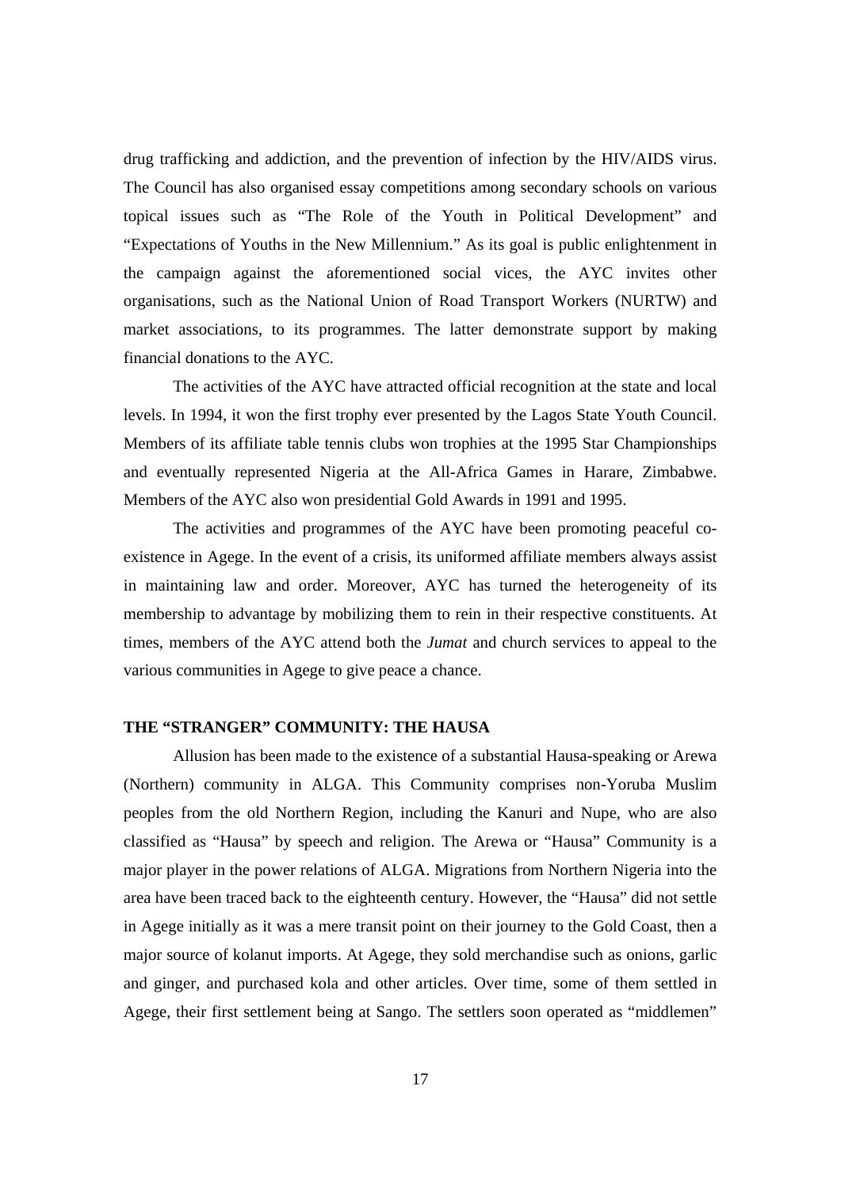drug trafficking and addiction, and the prevention of infection by the HIV/AIDS virus. The Council has also organised essay competitions among secondary schools on various topical issues such as "The Role of the Youth in Political Development" and "Expectations of Youths in the New Millennium." As its goal is public enlightenment in the campaign against the aforementioned social vices, the AYC invites other organisations, such as the National Union of Road Transport Workers (NURTW) and market associations, to its programmes. The latter demonstrate support by making financial donations to the AYC.

The activities of the AYC have attracted official recognition at the state and local levels. In 1994, it won the first trophy ever presented by the Lagos State Youth Council. Members of its affiliate table tennis clubs won trophies at the 1995 Star Championships and eventually represented Nigeria at the All-Africa Games in Harare, Zimbabwe. Members of the AYC also won presidential Gold Awards in 1991 and 1995.

The activities and programmes of the AYC have been promoting peaceful co-existence in Agege. In the event of a crisis, its uniformed affiliate members always assist in maintaining law and order. Moreover, AYC has turned the heterogeneity of its membership to advantage by mobilizing them to rein in their respective constituents. At times, members of the AYC attend both the *Jumat* and church services to appeal to the various communities in Agege to give peace a chance.

**THE "STRANGER" COMMUNITY: THE HAUSA**

Allusion has been made to the existence of a substantial Hausa-speaking or Arewa (Northern) community in ALGA. This Community comprises non-Yoruba Muslim peoples from the old Northern Region, including the Kanuri and Nupe, who are also classified as "Hausa" by speech and religion. The Arewa or "Hausa" Community is a major player in the power relations of ALGA. Migrations from Northern Nigeria into the area have been traced back to the eighteenth century. However, the "Hausa" did not settle in Agege initially as it was a mere transit point on their journey to the Gold Coast, then a major source of kolanut imports. At Agege, they sold merchandise such as onions, garlic and ginger, and purchased kola and other articles. Over time, some of them settled in Agege, their first settlement being at Sango. The settlers soon operated as "middlemen"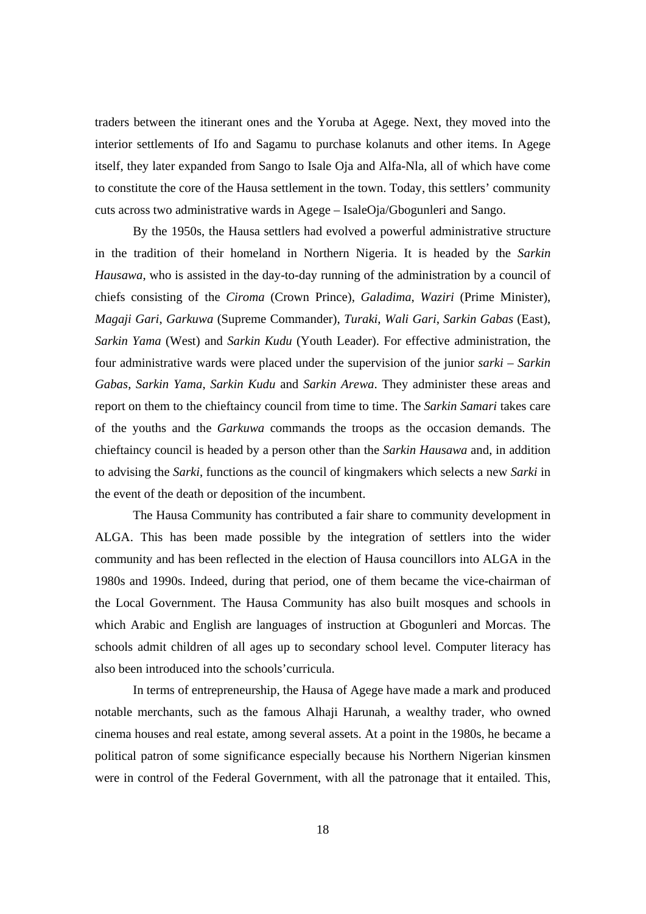traders between the itinerant ones and the Yoruba at Agege. Next, they moved into the interior settlements of Ifo and Sagamu to purchase kolanuts and other items. In Agege itself, they later expanded from Sango to Isale Oja and Alfa-Nla, all of which have come to constitute the core of the Hausa settlement in the town. Today, this settlers' community cuts across two administrative wards in Agege – IsaleOja/Gbogunleri and Sango.

By the 1950s, the Hausa settlers had evolved a powerful administrative structure in the tradition of their homeland in Northern Nigeria. It is headed by the *Sarkin Hausawa*, who is assisted in the day-to-day running of the administration by a council of chiefs consisting of the *Ciroma* (Crown Prince), *Galadima*, *Waziri* (Prime Minister), *Magaji Gari*, *Garkuwa* (Supreme Commander), *Turaki*, *Wali Gari*, *Sarkin Gabas* (East), *Sarkin Yama* (West) and *Sarkin Kudu* (Youth Leader). For effective administration, the four administrative wards were placed under the supervision of the junior *sarki* – *Sarkin Gabas*, *Sarkin Yama*, *Sarkin Kudu* and *Sarkin Arewa*. They administer these areas and report on them to the chieftaincy council from time to time. The *Sarkin Samari* takes care of the youths and the *Garkuwa* commands the troops as the occasion demands. The chieftaincy council is headed by a person other than the *Sarkin Hausawa* and, in addition to advising the *Sarki*, functions as the council of kingmakers which selects a new *Sarki* in the event of the death or deposition of the incumbent.

The Hausa Community has contributed a fair share to community development in ALGA. This has been made possible by the integration of settlers into the wider community and has been reflected in the election of Hausa councillors into ALGA in the 1980s and 1990s. Indeed, during that period, one of them became the vice-chairman of the Local Government. The Hausa Community has also built mosques and schools in which Arabic and English are languages of instruction at Gbogunleri and Morcas. The schools admit children of all ages up to secondary school level. Computer literacy has also been introduced into the schools'curricula.

In terms of entrepreneurship, the Hausa of Agege have made a mark and produced notable merchants, such as the famous Alhaji Harunah, a wealthy trader, who owned cinema houses and real estate, among several assets. At a point in the 1980s, he became a political patron of some significance especially because his Northern Nigerian kinsmen were in control of the Federal Government, with all the patronage that it entailed. This,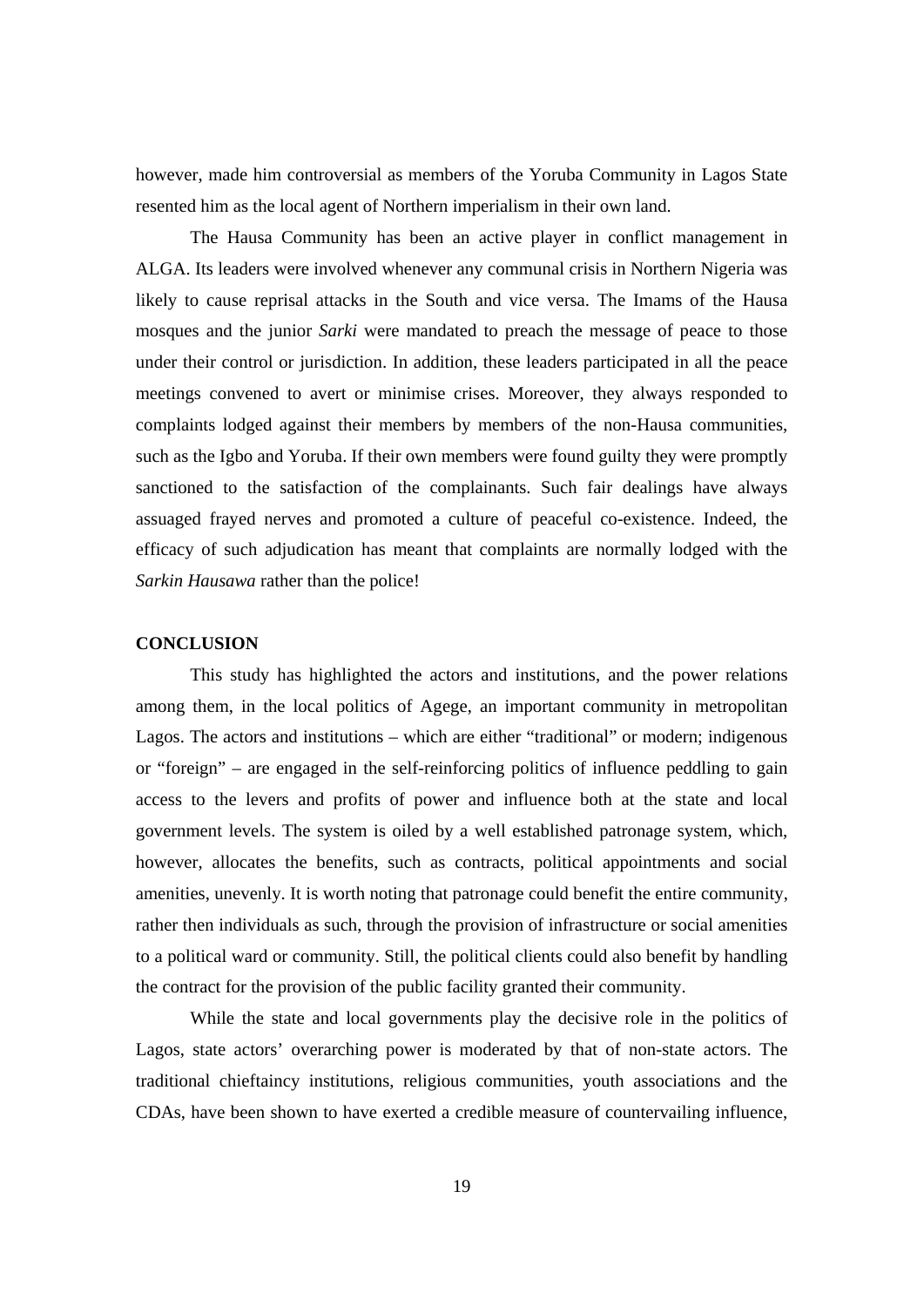however, made him controversial as members of the Yoruba Community in Lagos State resented him as the local agent of Northern imperialism in their own land.

The Hausa Community has been an active player in conflict management in ALGA. Its leaders were involved whenever any communal crisis in Northern Nigeria was likely to cause reprisal attacks in the South and vice versa. The Imams of the Hausa mosques and the junior *Sarki* were mandated to preach the message of peace to those under their control or jurisdiction. In addition, these leaders participated in all the peace meetings convened to avert or minimise crises. Moreover, they always responded to complaints lodged against their members by members of the non-Hausa communities, such as the Igbo and Yoruba. If their own members were found guilty they were promptly sanctioned to the satisfaction of the complainants. Such fair dealings have always assuaged frayed nerves and promoted a culture of peaceful co-existence. Indeed, the efficacy of such adjudication has meant that complaints are normally lodged with the *Sarkin Hausawa* rather than the police!

**CONCLUSION**

This study has highlighted the actors and institutions, and the power relations among them, in the local politics of Agege, an important community in metropolitan Lagos. The actors and institutions – which are either "traditional" or modern; indigenous or "foreign" – are engaged in the self-reinforcing politics of influence peddling to gain access to the levers and profits of power and influence both at the state and local government levels. The system is oiled by a well established patronage system, which, however, allocates the benefits, such as contracts, political appointments and social amenities, unevenly. It is worth noting that patronage could benefit the entire community, rather then individuals as such, through the provision of infrastructure or social amenities to a political ward or community. Still, the political clients could also benefit by handling the contract for the provision of the public facility granted their community.

While the state and local governments play the decisive role in the politics of Lagos, state actors' overarching power is moderated by that of non-state actors. The traditional chieftaincy institutions, religious communities, youth associations and the CDAs, have been shown to have exerted a credible measure of countervailing influence,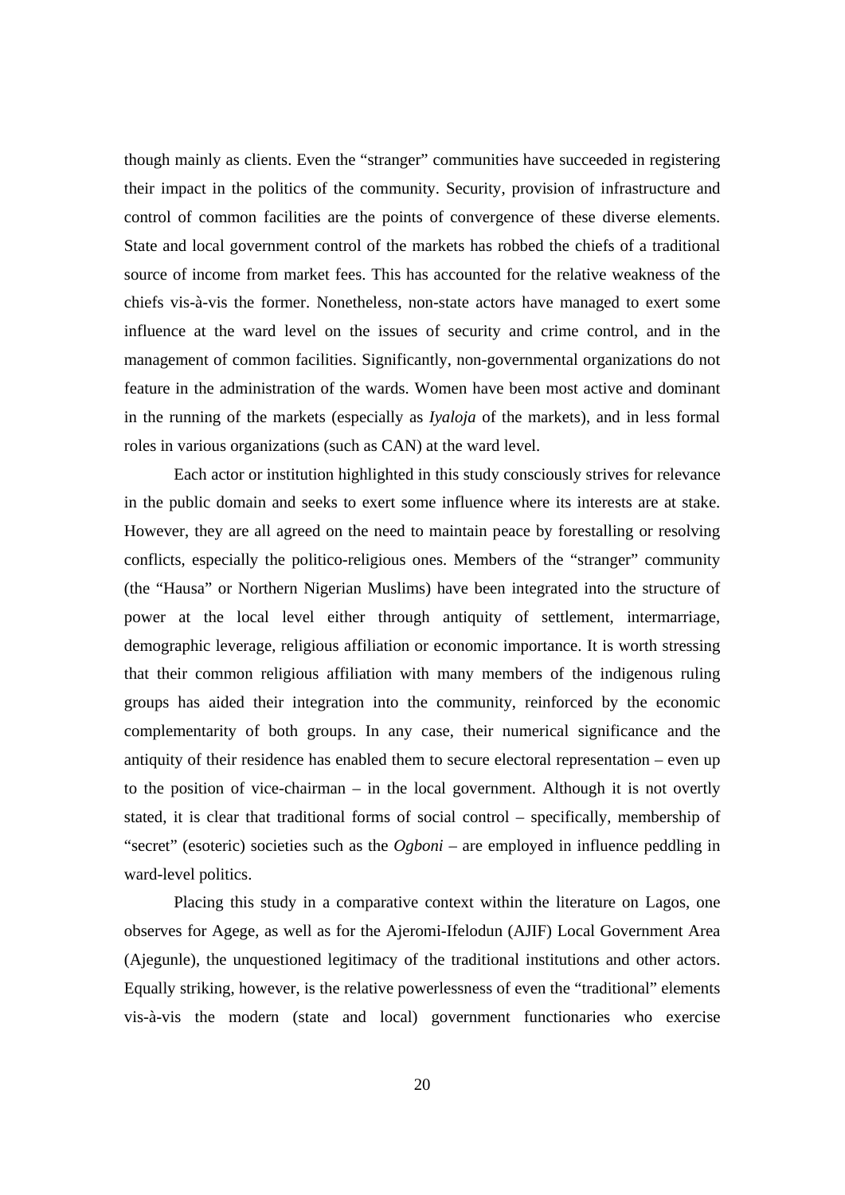though mainly as clients. Even the "stranger" communities have succeeded in registering their impact in the politics of the community. Security, provision of infrastructure and control of common facilities are the points of convergence of these diverse elements. State and local government control of the markets has robbed the chiefs of a traditional source of income from market fees. This has accounted for the relative weakness of the chiefs vis-à-vis the former. Nonetheless, non-state actors have managed to exert some influence at the ward level on the issues of security and crime control, and in the management of common facilities. Significantly, non-governmental organizations do not feature in the administration of the wards. Women have been most active and dominant in the running of the markets (especially as *Iyaloja* of the markets), and in less formal roles in various organizations (such as CAN) at the ward level.

Each actor or institution highlighted in this study consciously strives for relevance in the public domain and seeks to exert some influence where its interests are at stake. However, they are all agreed on the need to maintain peace by forestalling or resolving conflicts, especially the politico-religious ones. Members of the "stranger" community (the "Hausa" or Northern Nigerian Muslims) have been integrated into the structure of power at the local level either through antiquity of settlement, intermarriage, demographic leverage, religious affiliation or economic importance. It is worth stressing that their common religious affiliation with many members of the indigenous ruling groups has aided their integration into the community, reinforced by the economic complementarity of both groups. In any case, their numerical significance and the antiquity of their residence has enabled them to secure electoral representation – even up to the position of vice-chairman – in the local government. Although it is not overtly stated, it is clear that traditional forms of social control – specifically, membership of "secret" (esoteric) societies such as the *Ogboni* – are employed in influence peddling in ward-level politics.

Placing this study in a comparative context within the literature on Lagos, one observes for Agege, as well as for the Ajeromi-Ifelodun (AJIF) Local Government Area (Ajegunle), the unquestioned legitimacy of the traditional institutions and other actors. Equally striking, however, is the relative powerlessness of even the "traditional" elements vis-à-vis the modern (state and local) government functionaries who exercise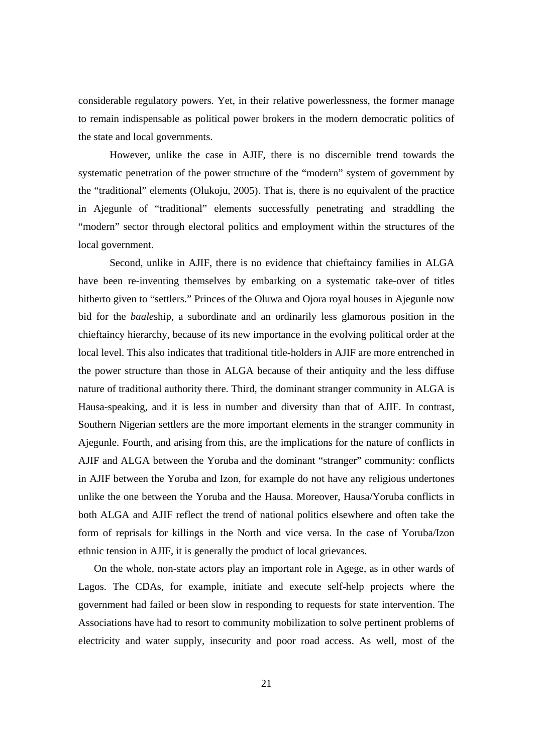considerable regulatory powers. Yet, in their relative powerlessness, the former manage to remain indispensable as political power brokers in the modern democratic politics of the state and local governments.

However, unlike the case in AJIF, there is no discernible trend towards the systematic penetration of the power structure of the "modern" system of government by the "traditional" elements (Olukoju, 2005). That is, there is no equivalent of the practice in Ajegunle of "traditional" elements successfully penetrating and straddling the "modern" sector through electoral politics and employment within the structures of the local government.

Second, unlike in AJIF, there is no evidence that chieftaincy families in ALGA have been re-inventing themselves by embarking on a systematic take-over of titles hitherto given to "settlers." Princes of the Oluwa and Ojora royal houses in Ajegunle now bid for the *baale*ship, a subordinate and an ordinarily less glamorous position in the chieftaincy hierarchy, because of its new importance in the evolving political order at the local level. This also indicates that traditional title-holders in AJIF are more entrenched in the power structure than those in ALGA because of their antiquity and the less diffuse nature of traditional authority there. Third, the dominant stranger community in ALGA is Hausa-speaking, and it is less in number and diversity than that of AJIF. In contrast, Southern Nigerian settlers are the more important elements in the stranger community in Ajegunle. Fourth, and arising from this, are the implications for the nature of conflicts in AJIF and ALGA between the Yoruba and the dominant "stranger" community: conflicts in AJIF between the Yoruba and Izon, for example do not have any religious undertones unlike the one between the Yoruba and the Hausa. Moreover, Hausa/Yoruba conflicts in both ALGA and AJIF reflect the trend of national politics elsewhere and often take the form of reprisals for killings in the North and vice versa. In the case of Yoruba/Izon ethnic tension in AJIF, it is generally the product of local grievances.

On the whole, non-state actors play an important role in Agege, as in other wards of Lagos. The CDAs, for example, initiate and execute self-help projects where the government had failed or been slow in responding to requests for state intervention. The Associations have had to resort to community mobilization to solve pertinent problems of electricity and water supply, insecurity and poor road access. As well, most of the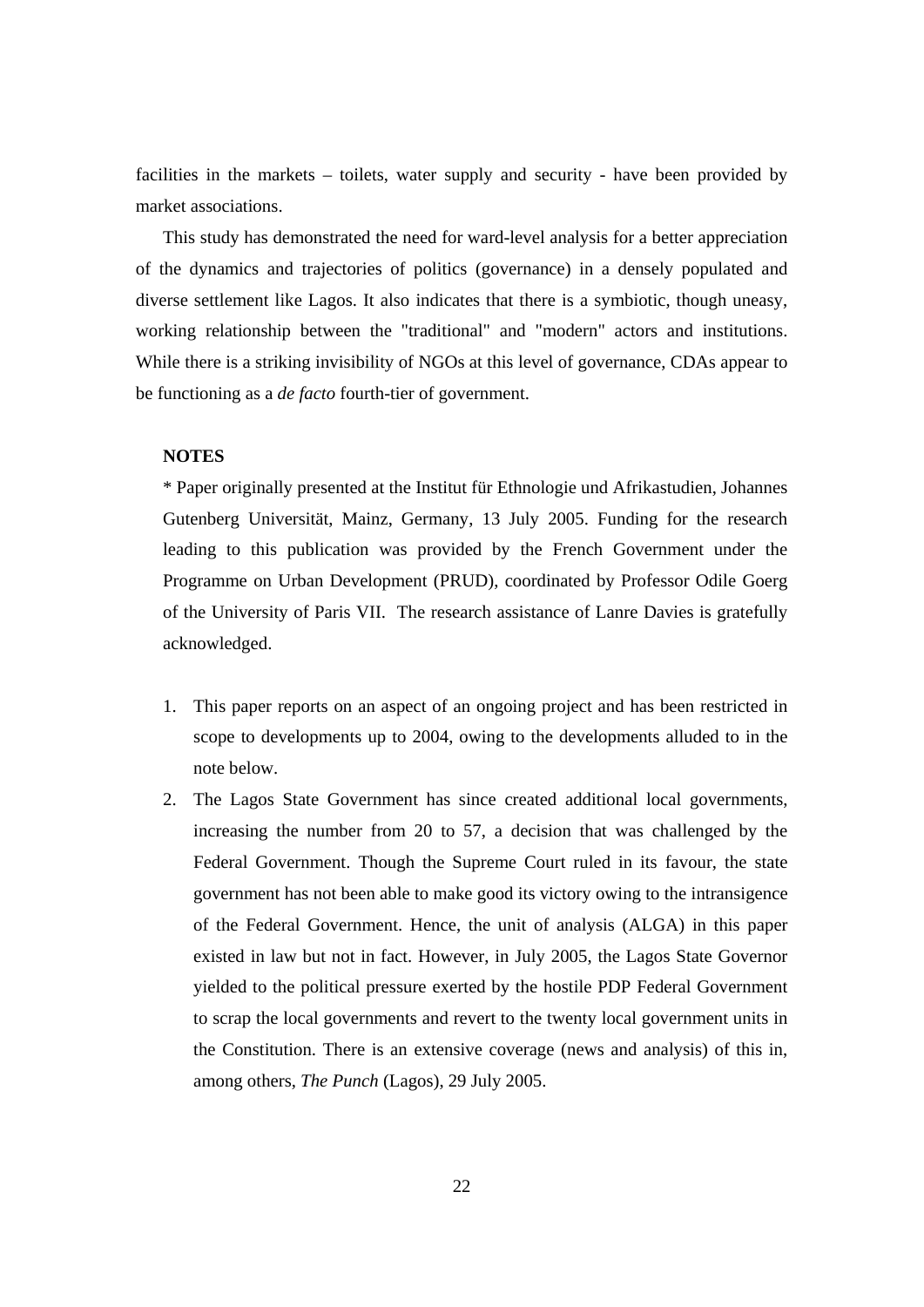facilities in the markets – toilets, water supply and security - have been provided by market associations.

This study has demonstrated the need for ward-level analysis for a better appreciation of the dynamics and trajectories of politics (governance) in a densely populated and diverse settlement like Lagos. It also indicates that there is a symbiotic, though uneasy, working relationship between the "traditional" and "modern" actors and institutions. While there is a striking invisibility of NGOs at this level of governance, CDAs appear to be functioning as a *de facto* fourth-tier of government.

**NOTES**

\* Paper originally presented at the Institut für Ethnologie und Afrikastudien, Johannes Gutenberg Universität, Mainz, Germany, 13 July 2005. Funding for the research leading to this publication was provided by the French Government under the Programme on Urban Development (PRUD), coordinated by Professor Odile Goerg of the University of Paris VII. The research assistance of Lanre Davies is gratefully acknowledged.

1. This paper reports on an aspect of an ongoing project and has been restricted in scope to developments up to 2004, owing to the developments alluded to in the note below.
2. The Lagos State Government has since created additional local governments, increasing the number from 20 to 57, a decision that was challenged by the Federal Government. Though the Supreme Court ruled in its favour, the state government has not been able to make good its victory owing to the intransigence of the Federal Government. Hence, the unit of analysis (ALGA) in this paper existed in law but not in fact. However, in July 2005, the Lagos State Governor yielded to the political pressure exerted by the hostile PDP Federal Government to scrap the local governments and revert to the twenty local government units in the Constitution. There is an extensive coverage (news and analysis) of this in, among others, *The Punch* (Lagos), 29 July 2005.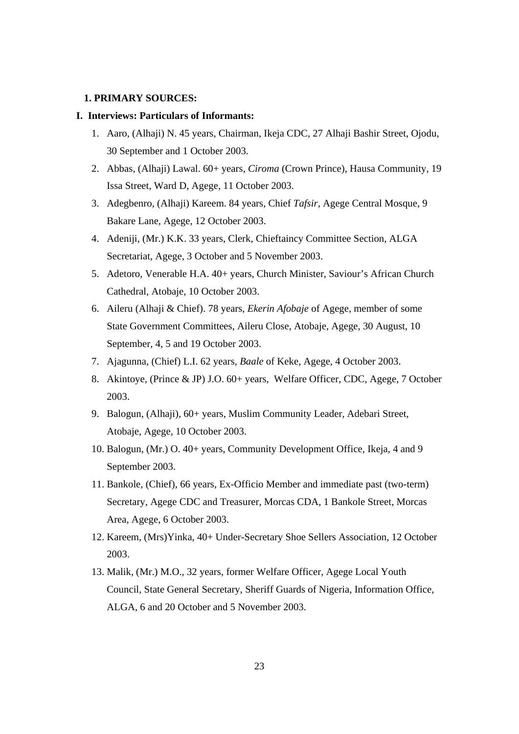**1. PRIMARY SOURCES:**

**I. Interviews: Particulars of Informants:**

1. Aaro, (Alhaji) N. 45 years, Chairman, Ikeja CDC, 27 Alhaji Bashir Street, Ojodu, 30 September and 1 October 2003.
2. Abbas, (Alhaji) Lawal. 60+ years, *Ciroma* (Crown Prince), Hausa Community, 19 Issa Street, Ward D, Agege, 11 October 2003.
3. Adegbenro, (Alhaji) Kareem. 84 years, Chief *Tafsir*, Agege Central Mosque, 9 Bakare Lane, Agege, 12 October 2003.
4. Adeniji, (Mr.) K.K. 33 years, Clerk, Chieftaincy Committee Section, ALGA Secretariat, Agege, 3 October and 5 November 2003.
5. Adetoro, Venerable H.A. 40+ years, Church Minister, Saviour's African Church Cathedral, Atobaje, 10 October 2003.
6. Aileru (Alhaji & Chief). 78 years, *Ekerin Afobaje* of Agege, member of some State Government Committees, Aileru Close, Atobaje, Agege, 30 August, 10 September, 4, 5 and 19 October 2003.
7. Ajagunna, (Chief) L.I. 62 years, *Baale* of Keke, Agege, 4 October 2003.
8. Akintoye, (Prince & JP) J.O. 60+ years, Welfare Officer, CDC, Agege, 7 October 2003.
9. Balogun, (Alhaji), 60+ years, Muslim Community Leader, Adebari Street, Atobaje, Agege, 10 October 2003.
10. Balogun, (Mr.) O. 40+ years, Community Development Office, Ikeja, 4 and 9 September 2003.
11. Bankole, (Chief), 66 years, Ex-Officio Member and immediate past (two-term) Secretary, Agege CDC and Treasurer, Morcas CDA, 1 Bankole Street, Morcas Area, Agege, 6 October 2003.
12. Kareem, (Mrs)Yinka, 40+ Under-Secretary Shoe Sellers Association, 12 October 2003.
13. Malik, (Mr.) M.O., 32 years, former Welfare Officer, Agege Local Youth Council, State General Secretary, Sheriff Guards of Nigeria, Information Office, ALGA, 6 and 20 October and 5 November 2003.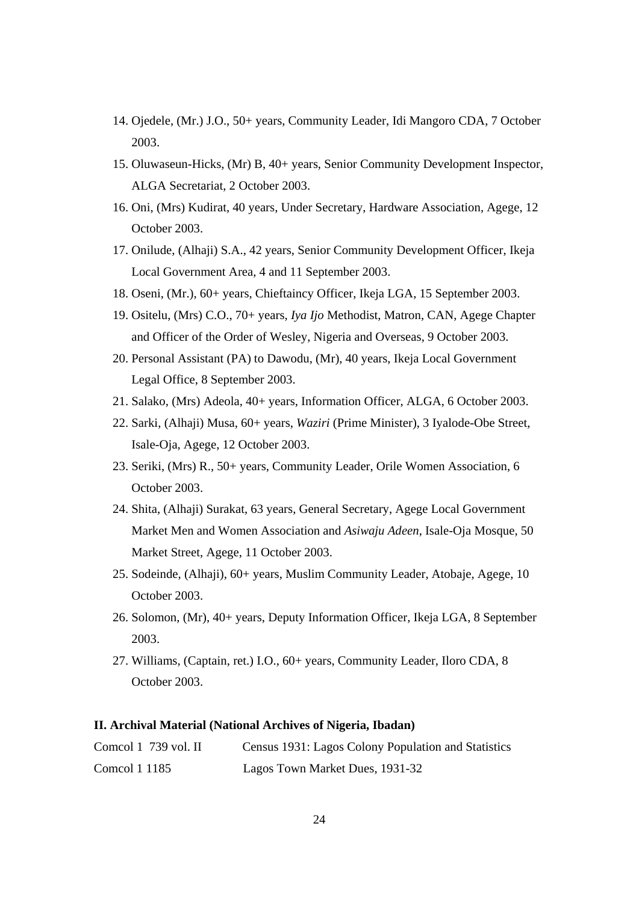14. Ojedele, (Mr.) J.O., 50+ years, Community Leader, Idi Mangoro CDA, 7 October 2003.
15. Oluwaseun-Hicks, (Mr) B, 40+ years, Senior Community Development Inspector, ALGA Secretariat, 2 October 2003.
16. Oni, (Mrs) Kudirat, 40 years, Under Secretary, Hardware Association, Agege, 12 October 2003.
17. Onilude, (Alhaji) S.A., 42 years, Senior Community Development Officer, Ikeja Local Government Area, 4 and 11 September 2003.
18. Oseni, (Mr.), 60+ years, Chieftaincy Officer, Ikeja LGA, 15 September 2003.
19. Ositelu, (Mrs) C.O., 70+ years, *Iya Ijo* Methodist, Matron, CAN, Agege Chapter and Officer of the Order of Wesley, Nigeria and Overseas, 9 October 2003.
20. Personal Assistant (PA) to Dawodu, (Mr), 40 years, Ikeja Local Government Legal Office, 8 September 2003.
21. Salako, (Mrs) Adeola, 40+ years, Information Officer, ALGA, 6 October 2003.
22. Sarki, (Alhaji) Musa, 60+ years, *Waziri* (Prime Minister), 3 Iyalode-Obe Street, Isale-Oja, Agege, 12 October 2003.
23. Seriki, (Mrs) R., 50+ years, Community Leader, Orile Women Association, 6 October 2003.
24. Shita, (Alhaji) Surakat, 63 years, General Secretary, Agege Local Government Market Men and Women Association and *Asiwaju Adeen*, Isale-Oja Mosque, 50 Market Street, Agege, 11 October 2003.
25. Sodeinde, (Alhaji), 60+ years, Muslim Community Leader, Atobaje, Agege, 10 October 2003.
26. Solomon, (Mr), 40+ years, Deputy Information Officer, Ikeja LGA, 8 September 2003.
27. Williams, (Captain, ret.) I.O., 60+ years, Community Leader, Iloro CDA, 8 October 2003.

**II. Archival Material (National Archives of Nigeria, Ibadan)**

Comcol 1 739 vol. II — Census 1931: Lagos Colony Population and Statistics

Comcol 1 1185 — Lagos Town Market Dues, 1931-32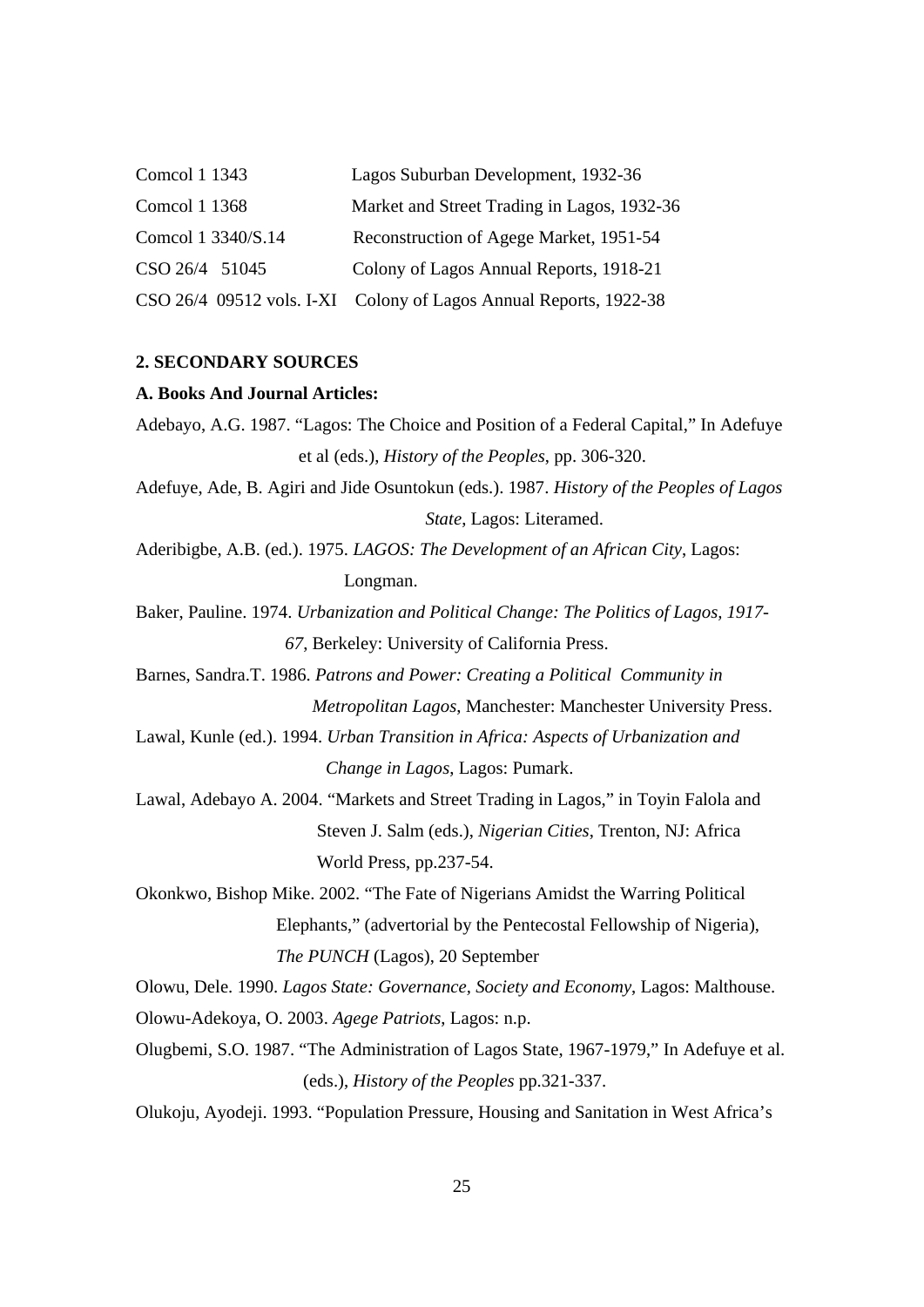| | |
|---|---|
| Comcol 1 1343 | Lagos Suburban Development, 1932-36 |
| Comcol 1 1368 | Market and Street Trading in Lagos, 1932-36 |
| Comcol 1 3340/S.14 | Reconstruction of Agege Market, 1951-54 |
| CSO 26/4 51045 | Colony of Lagos Annual Reports, 1918-21 |
| CSO 26/4 09512 vols. I-XI | Colony of Lagos Annual Reports, 1922-38 |

**2. SECONDARY SOURCES**

**A. Books And Journal Articles:**

Adebayo, A.G. 1987. "Lagos: The Choice and Position of a Federal Capital," In Adefuye et al (eds.), *History of the Peoples*, pp. 306-320.

Adefuye, Ade, B. Agiri and Jide Osuntokun (eds.). 1987. *History of the Peoples of Lagos State*, Lagos: Literamed.

Aderibigbe, A.B. (ed.). 1975. *LAGOS: The Development of an African City*, Lagos: Longman.

Baker, Pauline. 1974. *Urbanization and Political Change: The Politics of Lagos, 1917-67*, Berkeley: University of California Press.

Barnes, Sandra.T. 1986. *Patrons and Power: Creating a Political Community in Metropolitan Lagos*, Manchester: Manchester University Press.

Lawal, Kunle (ed.). 1994. *Urban Transition in Africa: Aspects of Urbanization and Change in Lagos*, Lagos: Pumark.

Lawal, Adebayo A. 2004. "Markets and Street Trading in Lagos," in Toyin Falola and Steven J. Salm (eds.), *Nigerian Cities*, Trenton, NJ: Africa World Press, pp.237-54.

Okonkwo, Bishop Mike. 2002. "The Fate of Nigerians Amidst the Warring Political Elephants," (advertorial by the Pentecostal Fellowship of Nigeria), *The PUNCH* (Lagos), 20 September

Olowu, Dele. 1990. *Lagos State: Governance, Society and Economy*, Lagos: Malthouse.

Olowu-Adekoya, O. 2003. *Agege Patriots*, Lagos: n.p.

Olugbemi, S.O. 1987. "The Administration of Lagos State, 1967-1979," In Adefuye et al. (eds.), *History of the Peoples* pp.321-337.

Olukoju, Ayodeji. 1993. "Population Pressure, Housing and Sanitation in West Africa's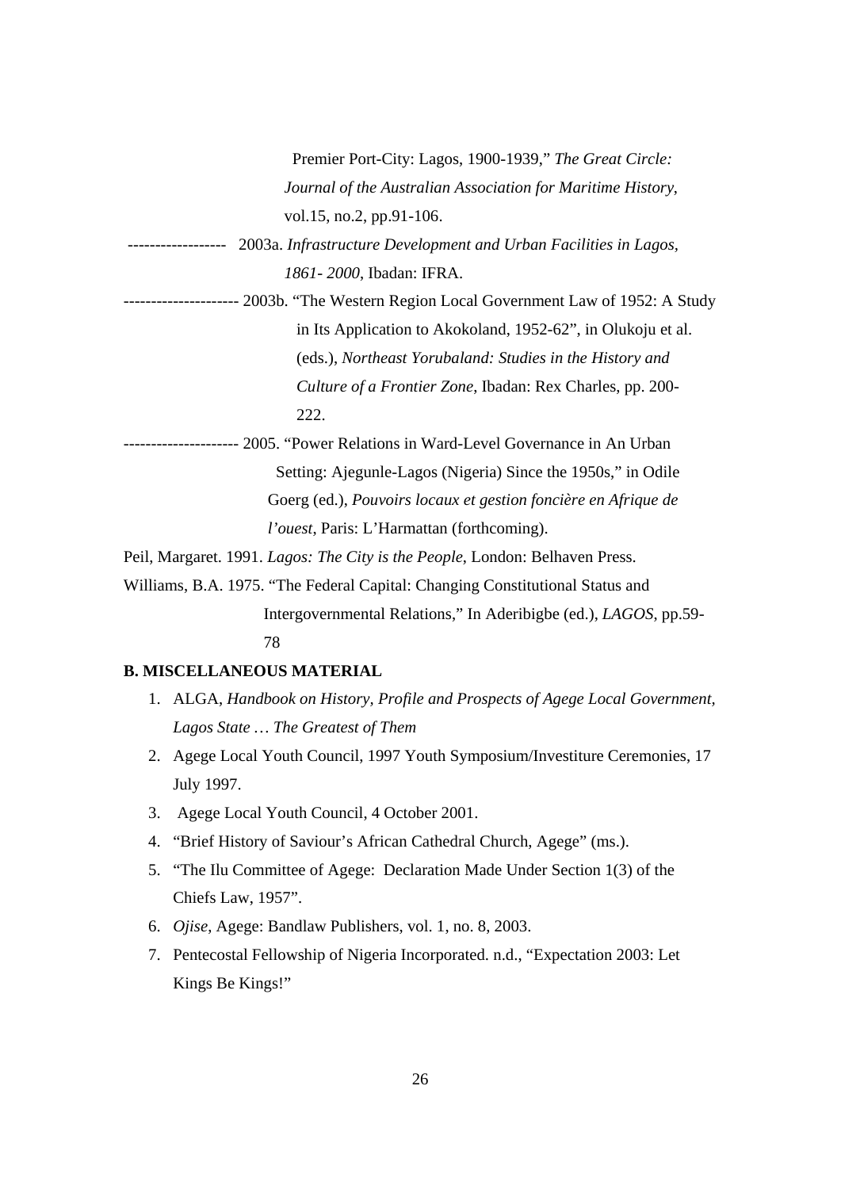Premier Port-City: Lagos, 1900-1939," *The Great Circle: Journal of the Australian Association for Maritime History*, vol.15, no.2, pp.91-106.

------------------ 2003a. *Infrastructure Development and Urban Facilities in Lagos, 1861- 2000*, Ibadan: IFRA.

-------------------- 2003b. "The Western Region Local Government Law of 1952: A Study in Its Application to Akokoland, 1952-62", in Olukoju et al. (eds.), *Northeast Yorubaland: Studies in the History and Culture of a Frontier Zone*, Ibadan: Rex Charles, pp. 200-222.

-------------------- 2005. "Power Relations in Ward-Level Governance in An Urban Setting: Ajegunle-Lagos (Nigeria) Since the 1950s," in Odile Goerg (ed.), *Pouvoirs locaux et gestion foncière en Afrique de l'ouest*, Paris: L'Harmattan (forthcoming).

Peil, Margaret. 1991. *Lagos: The City is the People*, London: Belhaven Press.

Williams, B.A. 1975. "The Federal Capital: Changing Constitutional Status and Intergovernmental Relations," In Aderibigbe (ed.), *LAGOS*, pp.59-78

**B. MISCELLANEOUS MATERIAL**

1. ALGA, *Handbook on History, Profile and Prospects of Agege Local Government, Lagos State … The Greatest of Them*
2. Agege Local Youth Council, 1997 Youth Symposium/Investiture Ceremonies, 17 July 1997.
3. Agege Local Youth Council, 4 October 2001.
4. "Brief History of Saviour's African Cathedral Church, Agege" (ms.).
5. "The Ilu Committee of Agege: Declaration Made Under Section 1(3) of the Chiefs Law, 1957".
6. *Ojise*, Agege: Bandlaw Publishers, vol. 1, no. 8, 2003.
7. Pentecostal Fellowship of Nigeria Incorporated. n.d., "Expectation 2003: Let Kings Be Kings!"